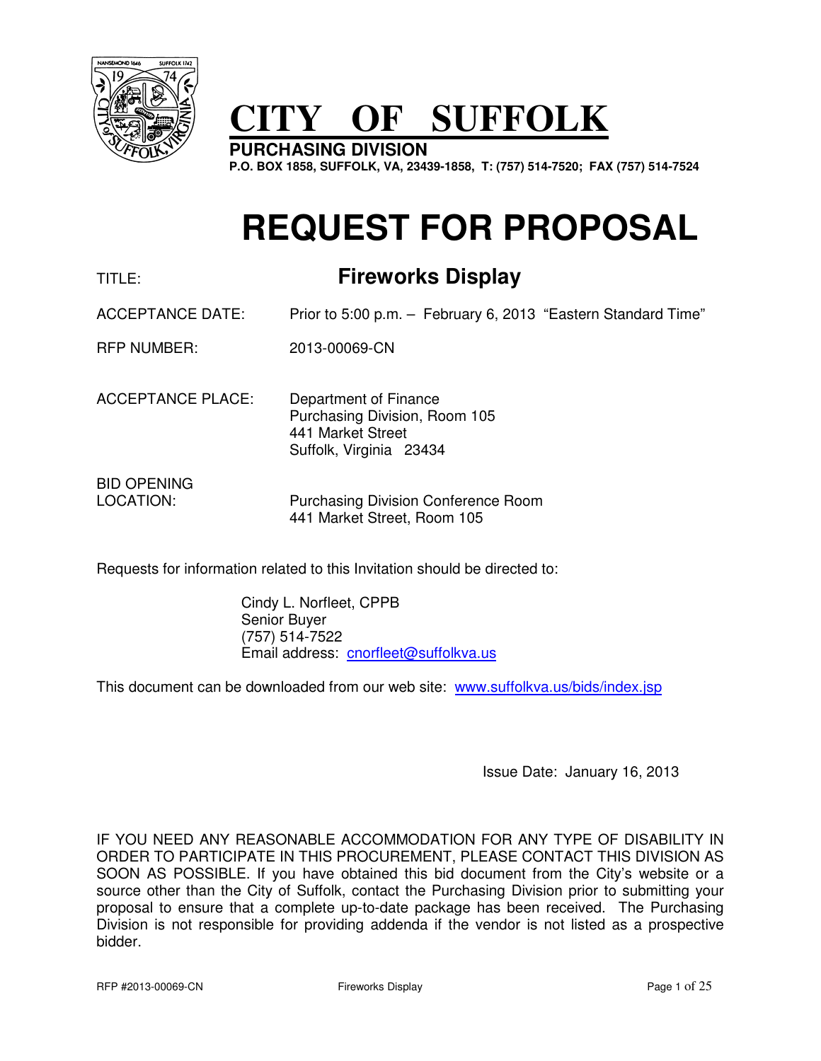# CITY OF SUFFOLK

**PURCHASING DIVISION**

**P.O. BOX 1858, SUFFOLK, VA, 23439-1858, T: (757) 514-7520; FAX (757) 514-7524**

# REQUEST FOR PROPOSAL

| | |
|---|---|
| TITLE: | **Fireworks Display** |
| ACCEPTANCE DATE: | Prior to 5:00 p.m. – February 6, 2013 "Eastern Standard Time" |
| RFP NUMBER: | 2013-00069-CN |
| ACCEPTANCE PLACE: | Department of Finance<br>Purchasing Division, Room 105<br>441 Market Street<br>Suffolk, Virginia 23434 |
| BID OPENING LOCATION: | Purchasing Division Conference Room<br>441 Market Street, Room 105 |

Requests for information related to this Invitation should be directed to:

Cindy L. Norfleet, CPPB
Senior Buyer
(757) 514-7522
Email address: cnorfleet@suffolkva.us

This document can be downloaded from our web site: www.suffolkva.us/bids/index.jsp

Issue Date: January 16, 2013

IF YOU NEED ANY REASONABLE ACCOMMODATION FOR ANY TYPE OF DISABILITY IN ORDER TO PARTICIPATE IN THIS PROCUREMENT, PLEASE CONTACT THIS DIVISION AS SOON AS POSSIBLE. If you have obtained this bid document from the City's website or a source other than the City of Suffolk, contact the Purchasing Division prior to submitting your proposal to ensure that a complete up-to-date package has been received. The Purchasing Division is not responsible for providing addenda if the vendor is not listed as a prospective bidder.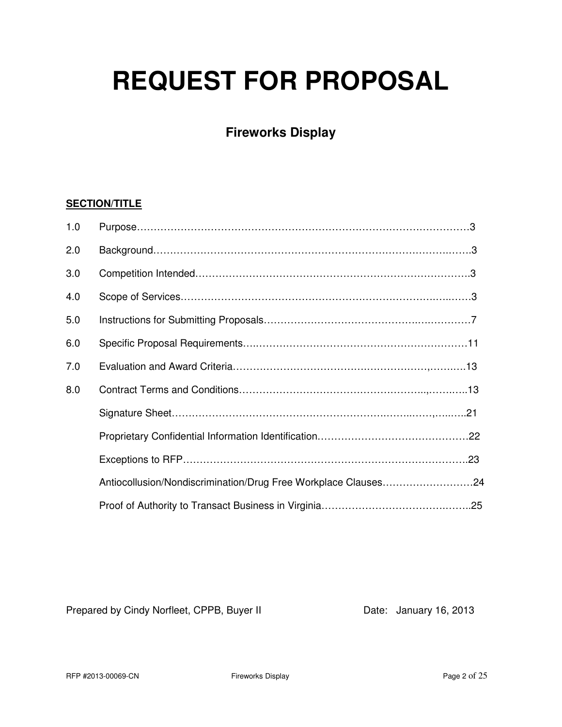# REQUEST FOR PROPOSAL

## Fireworks Display

**SECTION/TITLE**

| | | |
|---|---|---|
| 1.0 | Purpose | 3 |
| 2.0 | Background | 3 |
| 3.0 | Competition Intended | 3 |
| 4.0 | Scope of Services | 3 |
| 5.0 | Instructions for Submitting Proposals | 7 |
| 6.0 | Specific Proposal Requirements | 11 |
| 7.0 | Evaluation and Award Criteria | 13 |
| 8.0 | Contract Terms and Conditions | 13 |
| | Signature Sheet | 21 |
| | Proprietary Confidential Information Identification | 22 |
| | Exceptions to RFP | 23 |
| | Antiocollusion/Nondiscrimination/Drug Free Workplace Clauses | 24 |
| | Proof of Authority to Transact Business in Virginia | 25 |

Prepared by Cindy Norfleet, CPPB, Buyer II

Date: January 16, 2013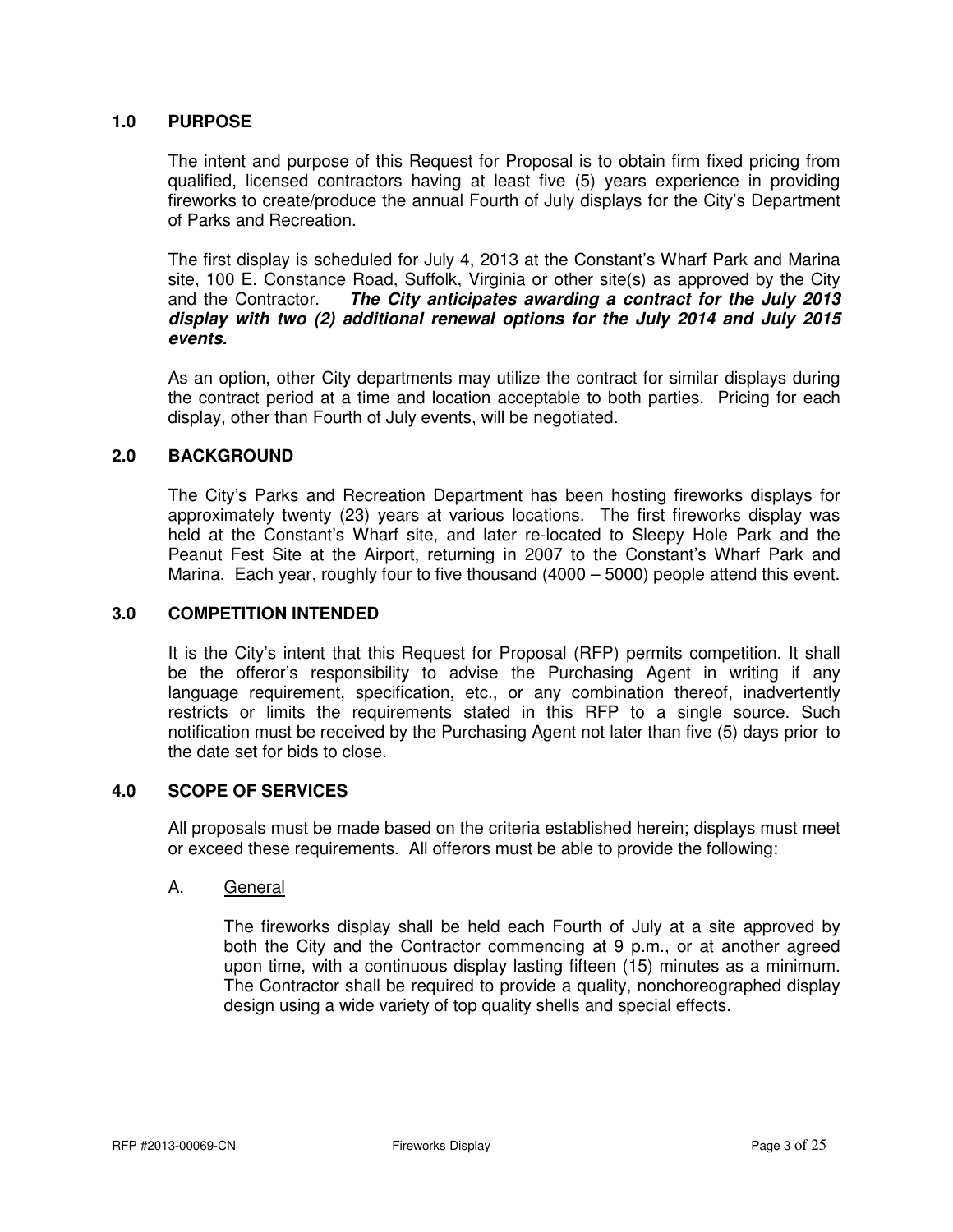## 1.0 PURPOSE

The intent and purpose of this Request for Proposal is to obtain firm fixed pricing from qualified, licensed contractors having at least five (5) years experience in providing fireworks to create/produce the annual Fourth of July displays for the City's Department of Parks and Recreation.

The first display is scheduled for July 4, 2013 at the Constant's Wharf Park and Marina site, 100 E. Constance Road, Suffolk, Virginia or other site(s) as approved by the City and the Contractor. ***The City anticipates awarding a contract for the July 2013 display with two (2) additional renewal options for the July 2014 and July 2015 events.***

As an option, other City departments may utilize the contract for similar displays during the contract period at a time and location acceptable to both parties. Pricing for each display, other than Fourth of July events, will be negotiated.

## 2.0 BACKGROUND

The City's Parks and Recreation Department has been hosting fireworks displays for approximately twenty (23) years at various locations. The first fireworks display was held at the Constant's Wharf site, and later re-located to Sleepy Hole Park and the Peanut Fest Site at the Airport, returning in 2007 to the Constant's Wharf Park and Marina. Each year, roughly four to five thousand (4000 – 5000) people attend this event.

## 3.0 COMPETITION INTENDED

It is the City's intent that this Request for Proposal (RFP) permits competition. It shall be the offeror's responsibility to advise the Purchasing Agent in writing if any language requirement, specification, etc., or any combination thereof, inadvertently restricts or limits the requirements stated in this RFP to a single source. Such notification must be received by the Purchasing Agent not later than five (5) days prior to the date set for bids to close.

## 4.0 SCOPE OF SERVICES

All proposals must be made based on the criteria established herein; displays must meet or exceed these requirements. All offerors must be able to provide the following:

### A. General

The fireworks display shall be held each Fourth of July at a site approved by both the City and the Contractor commencing at 9 p.m., or at another agreed upon time, with a continuous display lasting fifteen (15) minutes as a minimum. The Contractor shall be required to provide a quality, nonchoreographed display design using a wide variety of top quality shells and special effects.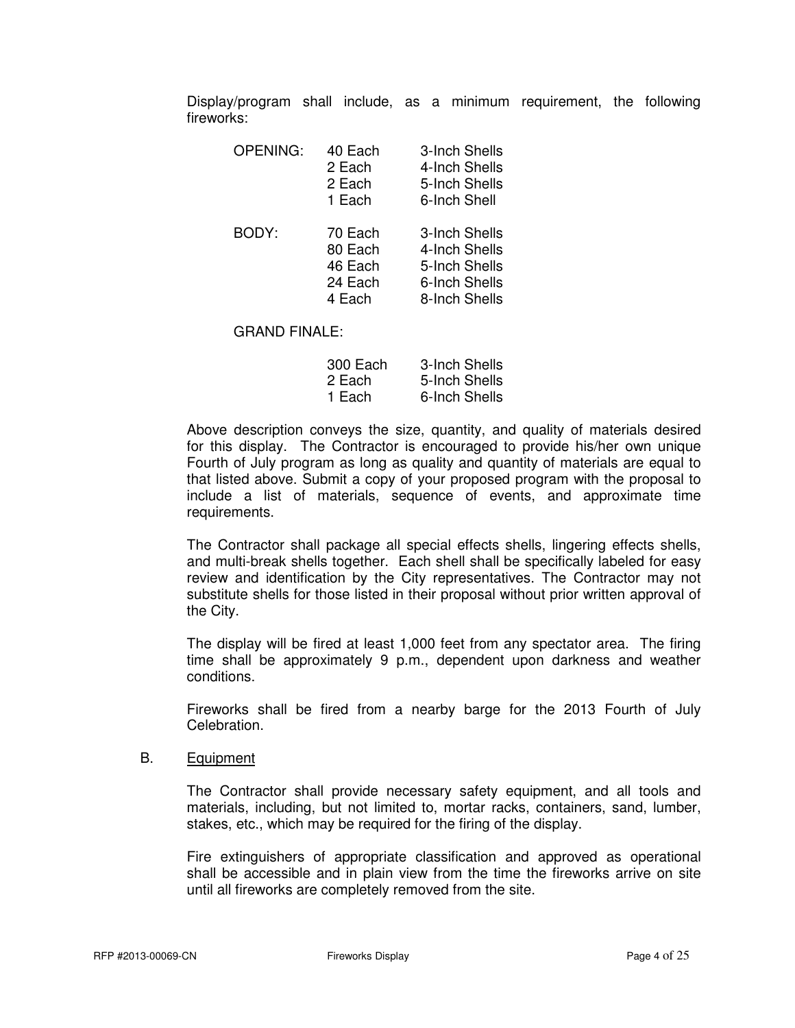Display/program shall include, as a minimum requirement, the following fireworks:

| | | |
|---|---|---|
| OPENING: | 40 Each | 3-Inch Shells |
| | 2 Each | 4-Inch Shells |
| | 2 Each | 5-Inch Shells |
| | 1 Each | 6-Inch Shell |
| BODY: | 70 Each | 3-Inch Shells |
| | 80 Each | 4-Inch Shells |
| | 46 Each | 5-Inch Shells |
| | 24 Each | 6-Inch Shells |
| | 4 Each | 8-Inch Shells |
| GRAND FINALE: | | |
| | 300 Each | 3-Inch Shells |
| | 2 Each | 5-Inch Shells |
| | 1 Each | 6-Inch Shells |

Above description conveys the size, quantity, and quality of materials desired for this display. The Contractor is encouraged to provide his/her own unique Fourth of July program as long as quality and quantity of materials are equal to that listed above. Submit a copy of your proposed program with the proposal to include a list of materials, sequence of events, and approximate time requirements.

The Contractor shall package all special effects shells, lingering effects shells, and multi-break shells together. Each shell shall be specifically labeled for easy review and identification by the City representatives. The Contractor may not substitute shells for those listed in their proposal without prior written approval of the City.

The display will be fired at least 1,000 feet from any spectator area. The firing time shall be approximately 9 p.m., dependent upon darkness and weather conditions.

Fireworks shall be fired from a nearby barge for the 2013 Fourth of July Celebration.

B. Equipment

The Contractor shall provide necessary safety equipment, and all tools and materials, including, but not limited to, mortar racks, containers, sand, lumber, stakes, etc., which may be required for the firing of the display.

Fire extinguishers of appropriate classification and approved as operational shall be accessible and in plain view from the time the fireworks arrive on site until all fireworks are completely removed from the site.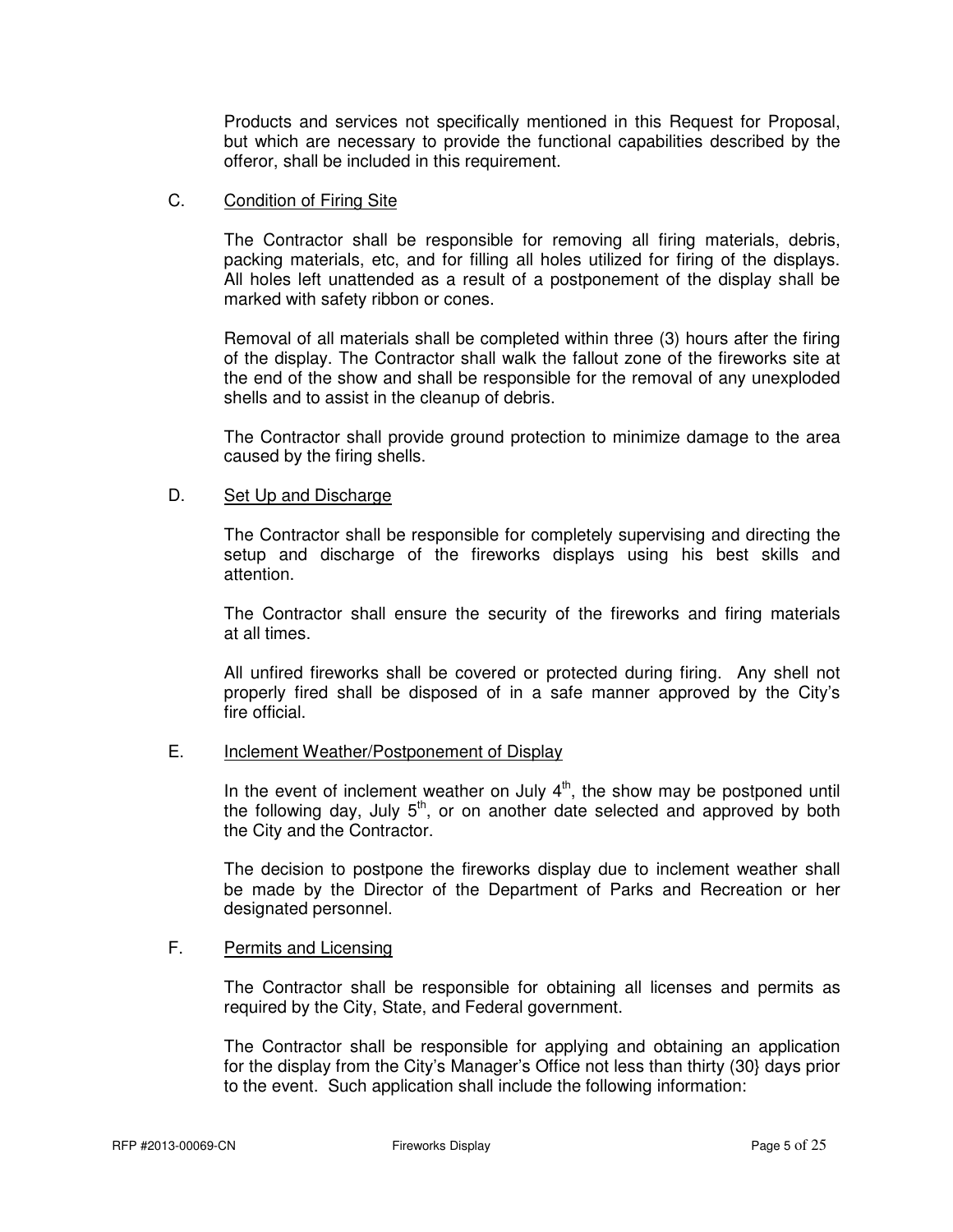Products and services not specifically mentioned in this Request for Proposal, but which are necessary to provide the functional capabilities described by the offeror, shall be included in this requirement.

C. Condition of Firing Site

The Contractor shall be responsible for removing all firing materials, debris, packing materials, etc, and for filling all holes utilized for firing of the displays. All holes left unattended as a result of a postponement of the display shall be marked with safety ribbon or cones.

Removal of all materials shall be completed within three (3) hours after the firing of the display. The Contractor shall walk the fallout zone of the fireworks site at the end of the show and shall be responsible for the removal of any unexploded shells and to assist in the cleanup of debris.

The Contractor shall provide ground protection to minimize damage to the area caused by the firing shells.

D. Set Up and Discharge

The Contractor shall be responsible for completely supervising and directing the setup and discharge of the fireworks displays using his best skills and attention.

The Contractor shall ensure the security of the fireworks and firing materials at all times.

All unfired fireworks shall be covered or protected during firing. Any shell not properly fired shall be disposed of in a safe manner approved by the City's fire official.

E. Inclement Weather/Postponement of Display

In the event of inclement weather on July 4th, the show may be postponed until the following day, July 5th, or on another date selected and approved by both the City and the Contractor.

The decision to postpone the fireworks display due to inclement weather shall be made by the Director of the Department of Parks and Recreation or her designated personnel.

F. Permits and Licensing

The Contractor shall be responsible for obtaining all licenses and permits as required by the City, State, and Federal government.

The Contractor shall be responsible for applying and obtaining an application for the display from the City's Manager's Office not less than thirty (30} days prior to the event. Such application shall include the following information: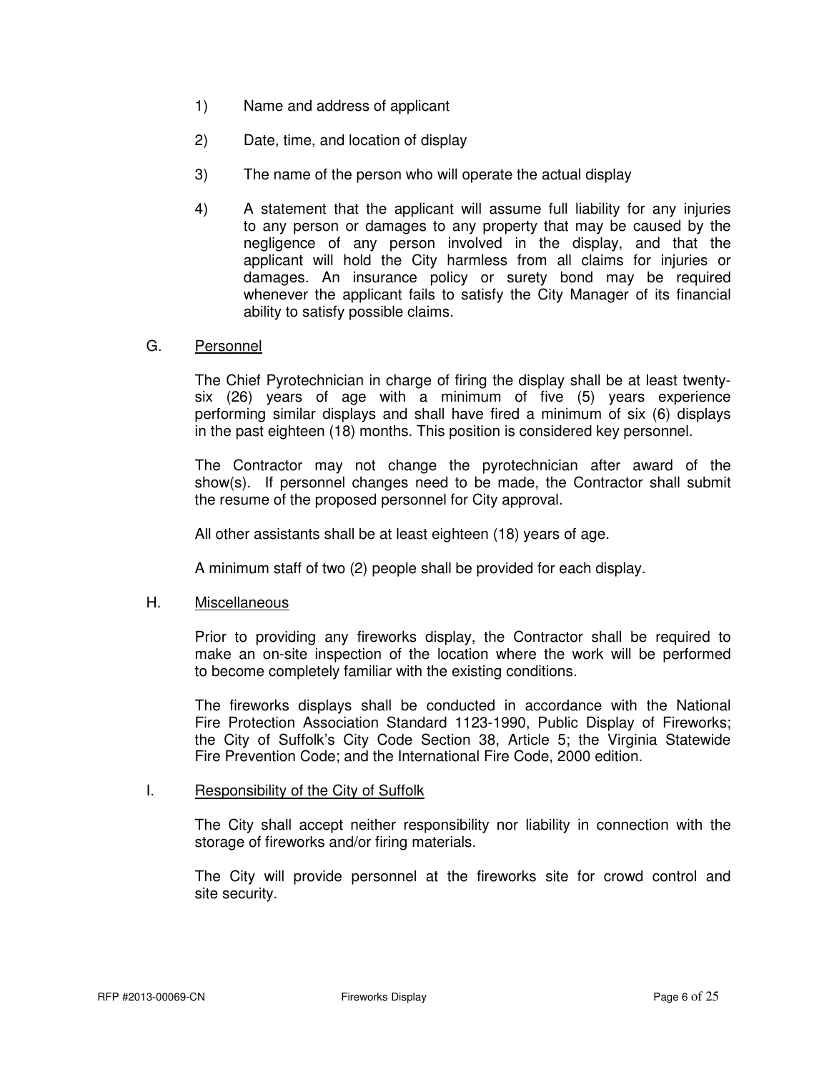1) Name and address of applicant

2) Date, time, and location of display

3) The name of the person who will operate the actual display

4) A statement that the applicant will assume full liability for any injuries to any person or damages to any property that may be caused by the negligence of any person involved in the display, and that the applicant will hold the City harmless from all claims for injuries or damages. An insurance policy or surety bond may be required whenever the applicant fails to satisfy the City Manager of its financial ability to satisfy possible claims.

G. <u>Personnel</u>

The Chief Pyrotechnician in charge of firing the display shall be at least twenty-six (26) years of age with a minimum of five (5) years experience performing similar displays and shall have fired a minimum of six (6) displays in the past eighteen (18) months. This position is considered key personnel.

The Contractor may not change the pyrotechnician after award of the show(s). If personnel changes need to be made, the Contractor shall submit the resume of the proposed personnel for City approval.

All other assistants shall be at least eighteen (18) years of age.

A minimum staff of two (2) people shall be provided for each display.

H. <u>Miscellaneous</u>

Prior to providing any fireworks display, the Contractor shall be required to make an on-site inspection of the location where the work will be performed to become completely familiar with the existing conditions.

The fireworks displays shall be conducted in accordance with the National Fire Protection Association Standard 1123-1990, Public Display of Fireworks; the City of Suffolk's City Code Section 38, Article 5; the Virginia Statewide Fire Prevention Code; and the International Fire Code, 2000 edition.

I. <u>Responsibility of the City of Suffolk</u>

The City shall accept neither responsibility nor liability in connection with the storage of fireworks and/or firing materials.

The City will provide personnel at the fireworks site for crowd control and site security.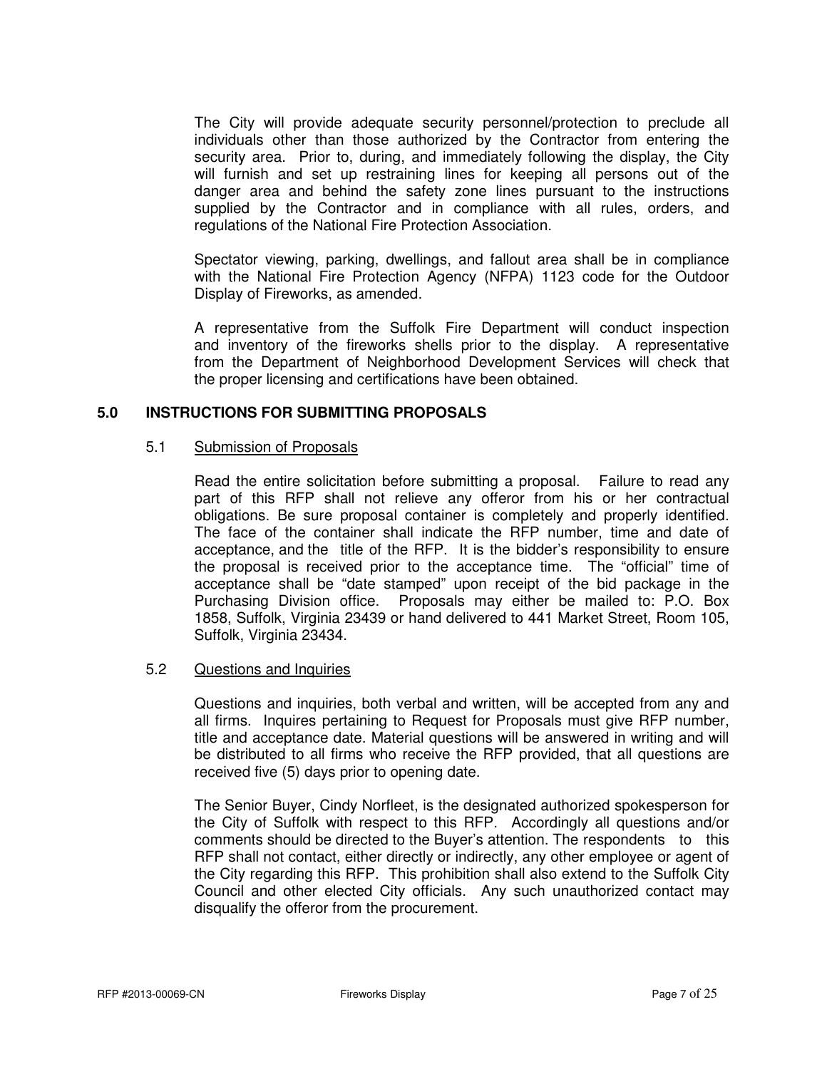The City will provide adequate security personnel/protection to preclude all individuals other than those authorized by the Contractor from entering the security area. Prior to, during, and immediately following the display, the City will furnish and set up restraining lines for keeping all persons out of the danger area and behind the safety zone lines pursuant to the instructions supplied by the Contractor and in compliance with all rules, orders, and regulations of the National Fire Protection Association.

Spectator viewing, parking, dwellings, and fallout area shall be in compliance with the National Fire Protection Agency (NFPA) 1123 code for the Outdoor Display of Fireworks, as amended.

A representative from the Suffolk Fire Department will conduct inspection and inventory of the fireworks shells prior to the display. A representative from the Department of Neighborhood Development Services will check that the proper licensing and certifications have been obtained.

## 5.0 INSTRUCTIONS FOR SUBMITTING PROPOSALS

### 5.1 Submission of Proposals

Read the entire solicitation before submitting a proposal. Failure to read any part of this RFP shall not relieve any offeror from his or her contractual obligations. Be sure proposal container is completely and properly identified. The face of the container shall indicate the RFP number, time and date of acceptance, and the title of the RFP. It is the bidder's responsibility to ensure the proposal is received prior to the acceptance time. The "official" time of acceptance shall be "date stamped" upon receipt of the bid package in the Purchasing Division office. Proposals may either be mailed to: P.O. Box 1858, Suffolk, Virginia 23439 or hand delivered to 441 Market Street, Room 105, Suffolk, Virginia 23434.

### 5.2 Questions and Inquiries

Questions and inquiries, both verbal and written, will be accepted from any and all firms. Inquires pertaining to Request for Proposals must give RFP number, title and acceptance date. Material questions will be answered in writing and will be distributed to all firms who receive the RFP provided, that all questions are received five (5) days prior to opening date.

The Senior Buyer, Cindy Norfleet, is the designated authorized spokesperson for the City of Suffolk with respect to this RFP. Accordingly all questions and/or comments should be directed to the Buyer's attention. The respondents to this RFP shall not contact, either directly or indirectly, any other employee or agent of the City regarding this RFP. This prohibition shall also extend to the Suffolk City Council and other elected City officials. Any such unauthorized contact may disqualify the offeror from the procurement.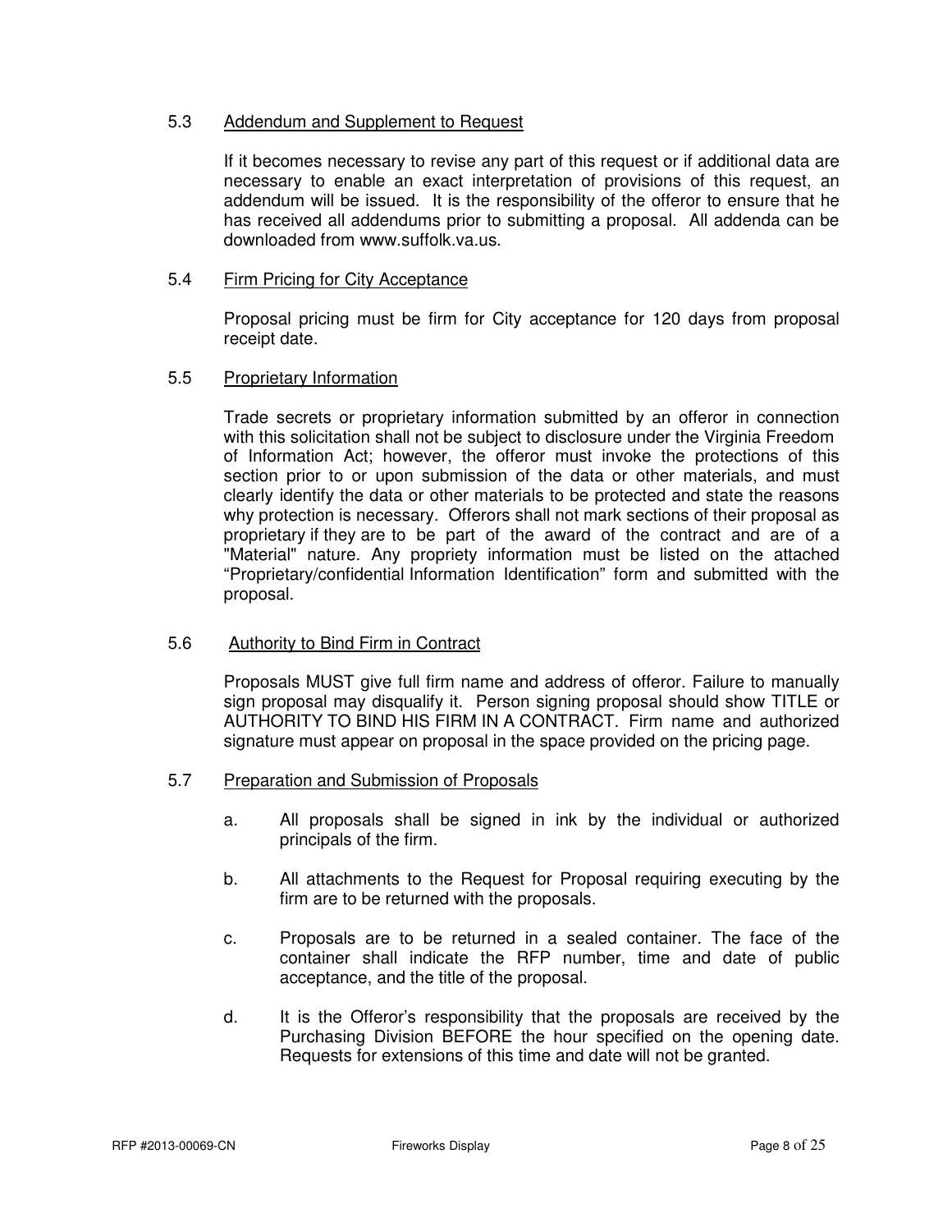## 5.3 Addendum and Supplement to Request

If it becomes necessary to revise any part of this request or if additional data are necessary to enable an exact interpretation of provisions of this request, an addendum will be issued. It is the responsibility of the offeror to ensure that he has received all addendums prior to submitting a proposal. All addenda can be downloaded from www.suffolk.va.us.

## 5.4 Firm Pricing for City Acceptance

Proposal pricing must be firm for City acceptance for 120 days from proposal receipt date.

## 5.5 Proprietary Information

Trade secrets or proprietary information submitted by an offeror in connection with this solicitation shall not be subject to disclosure under the Virginia Freedom of Information Act; however, the offeror must invoke the protections of this section prior to or upon submission of the data or other materials, and must clearly identify the data or other materials to be protected and state the reasons why protection is necessary. Offerors shall not mark sections of their proposal as proprietary if they are to be part of the award of the contract and are of a "Material" nature. Any propriety information must be listed on the attached "Proprietary/confidential Information Identification" form and submitted with the proposal.

## 5.6 Authority to Bind Firm in Contract

Proposals MUST give full firm name and address of offeror. Failure to manually sign proposal may disqualify it. Person signing proposal should show TITLE or AUTHORITY TO BIND HIS FIRM IN A CONTRACT. Firm name and authorized signature must appear on proposal in the space provided on the pricing page.

## 5.7 Preparation and Submission of Proposals

a. All proposals shall be signed in ink by the individual or authorized principals of the firm.

b. All attachments to the Request for Proposal requiring executing by the firm are to be returned with the proposals.

c. Proposals are to be returned in a sealed container. The face of the container shall indicate the RFP number, time and date of public acceptance, and the title of the proposal.

d. It is the Offeror's responsibility that the proposals are received by the Purchasing Division BEFORE the hour specified on the opening date. Requests for extensions of this time and date will not be granted.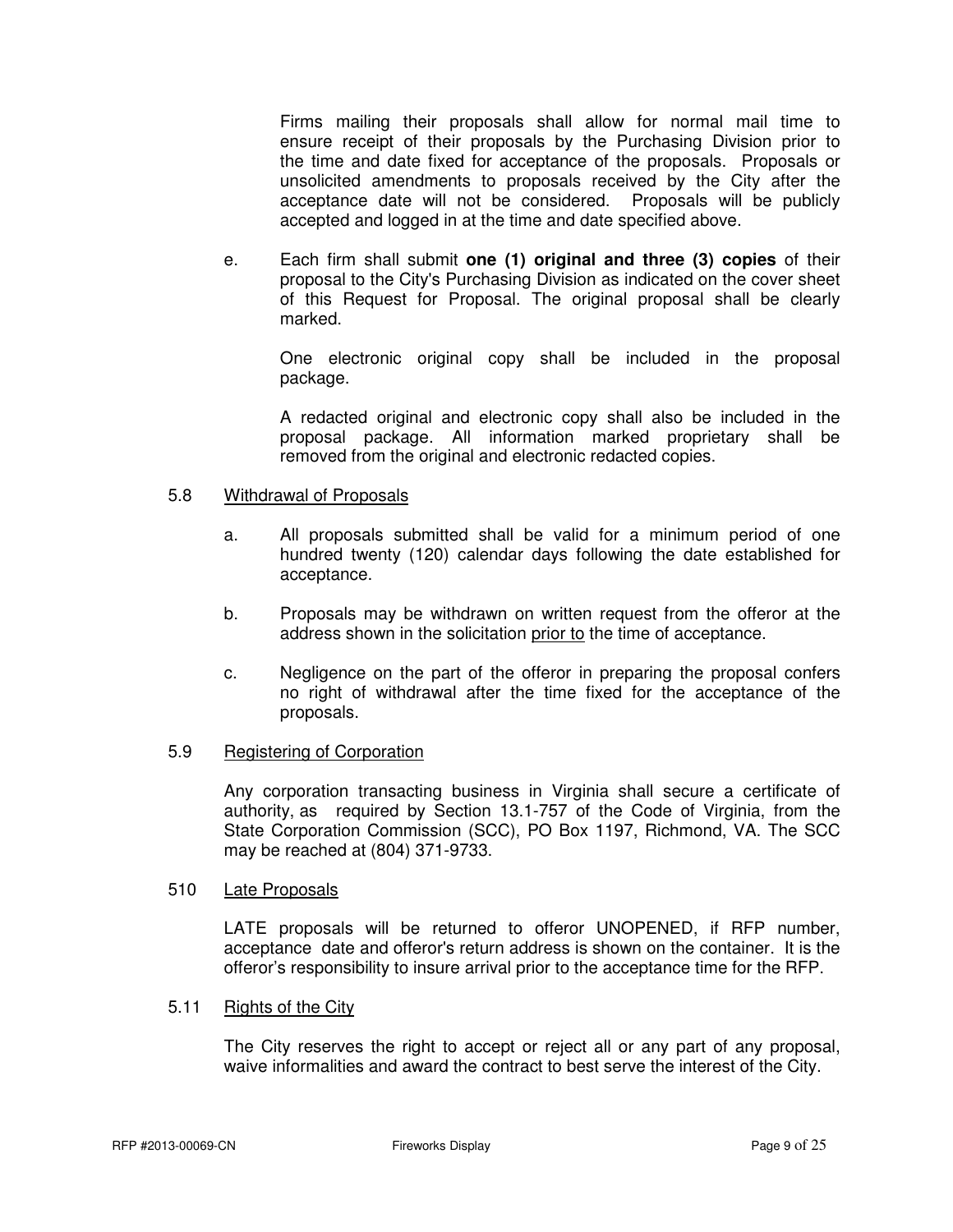Firms mailing their proposals shall allow for normal mail time to ensure receipt of their proposals by the Purchasing Division prior to the time and date fixed for acceptance of the proposals. Proposals or unsolicited amendments to proposals received by the City after the acceptance date will not be considered. Proposals will be publicly accepted and logged in at the time and date specified above.

e. Each firm shall submit **one (1) original and three (3) copies** of their proposal to the City's Purchasing Division as indicated on the cover sheet of this Request for Proposal. The original proposal shall be clearly marked.

   One electronic original copy shall be included in the proposal package.

   A redacted original and electronic copy shall also be included in the proposal package. All information marked proprietary shall be removed from the original and electronic redacted copies.

5.8 Withdrawal of Proposals

a. All proposals submitted shall be valid for a minimum period of one hundred twenty (120) calendar days following the date established for acceptance.

b. Proposals may be withdrawn on written request from the offeror at the address shown in the solicitation prior to the time of acceptance.

c. Negligence on the part of the offeror in preparing the proposal confers no right of withdrawal after the time fixed for the acceptance of the proposals.

5.9 Registering of Corporation

Any corporation transacting business in Virginia shall secure a certificate of authority, as required by Section 13.1-757 of the Code of Virginia, from the State Corporation Commission (SCC), PO Box 1197, Richmond, VA. The SCC may be reached at (804) 371-9733.

510 Late Proposals

LATE proposals will be returned to offeror UNOPENED, if RFP number, acceptance date and offeror's return address is shown on the container. It is the offeror's responsibility to insure arrival prior to the acceptance time for the RFP.

5.11 Rights of the City

The City reserves the right to accept or reject all or any part of any proposal, waive informalities and award the contract to best serve the interest of the City.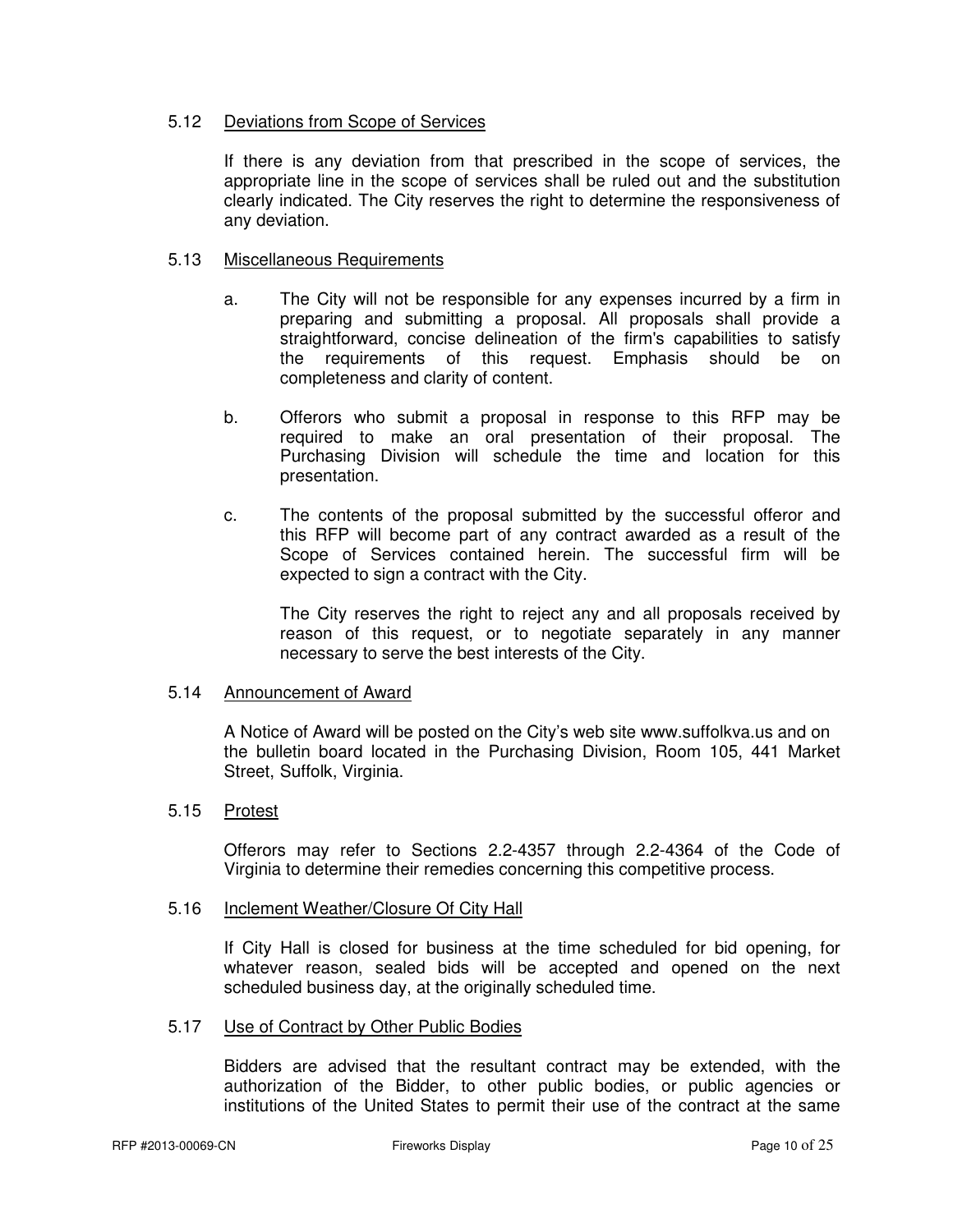### 5.12 Deviations from Scope of Services

If there is any deviation from that prescribed in the scope of services, the appropriate line in the scope of services shall be ruled out and the substitution clearly indicated. The City reserves the right to determine the responsiveness of any deviation.

### 5.13 Miscellaneous Requirements

a. The City will not be responsible for any expenses incurred by a firm in preparing and submitting a proposal. All proposals shall provide a straightforward, concise delineation of the firm's capabilities to satisfy the requirements of this request. Emphasis should be on completeness and clarity of content.

b. Offerors who submit a proposal in response to this RFP may be required to make an oral presentation of their proposal. The Purchasing Division will schedule the time and location for this presentation.

c. The contents of the proposal submitted by the successful offeror and this RFP will become part of any contract awarded as a result of the Scope of Services contained herein. The successful firm will be expected to sign a contract with the City.

   The City reserves the right to reject any and all proposals received by reason of this request, or to negotiate separately in any manner necessary to serve the best interests of the City.

### 5.14 Announcement of Award

A Notice of Award will be posted on the City's web site www.suffolkva.us and on the bulletin board located in the Purchasing Division, Room 105, 441 Market Street, Suffolk, Virginia.

### 5.15 Protest

Offerors may refer to Sections 2.2-4357 through 2.2-4364 of the Code of Virginia to determine their remedies concerning this competitive process.

### 5.16 Inclement Weather/Closure Of City Hall

If City Hall is closed for business at the time scheduled for bid opening, for whatever reason, sealed bids will be accepted and opened on the next scheduled business day, at the originally scheduled time.

### 5.17 Use of Contract by Other Public Bodies

Bidders are advised that the resultant contract may be extended, with the authorization of the Bidder, to other public bodies, or public agencies or institutions of the United States to permit their use of the contract at the same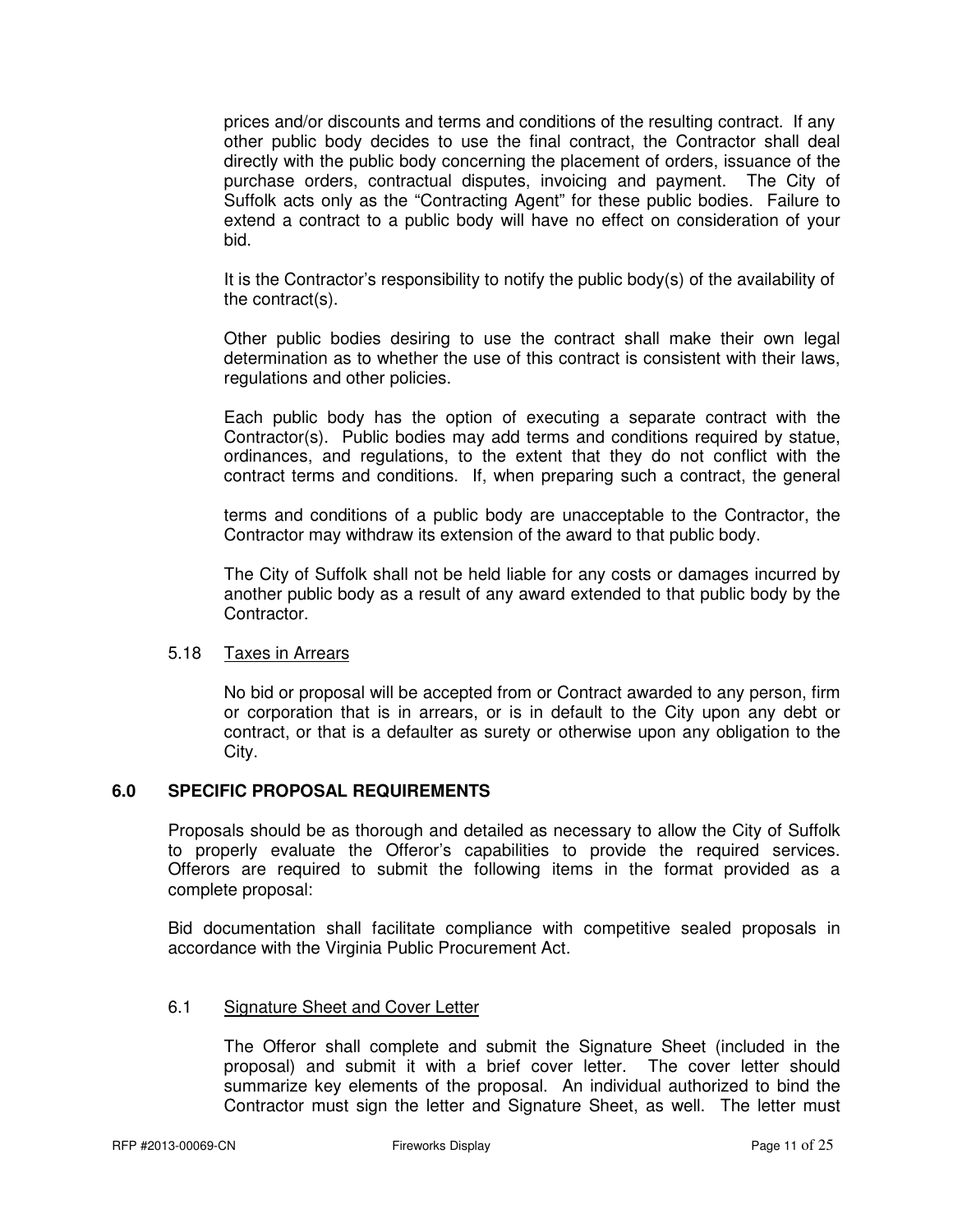prices and/or discounts and terms and conditions of the resulting contract. If any other public body decides to use the final contract, the Contractor shall deal directly with the public body concerning the placement of orders, issuance of the purchase orders, contractual disputes, invoicing and payment. The City of Suffolk acts only as the "Contracting Agent" for these public bodies. Failure to extend a contract to a public body will have no effect on consideration of your bid.

It is the Contractor's responsibility to notify the public body(s) of the availability of the contract(s).

Other public bodies desiring to use the contract shall make their own legal determination as to whether the use of this contract is consistent with their laws, regulations and other policies.

Each public body has the option of executing a separate contract with the Contractor(s). Public bodies may add terms and conditions required by statue, ordinances, and regulations, to the extent that they do not conflict with the contract terms and conditions. If, when preparing such a contract, the general terms and conditions of a public body are unacceptable to the Contractor, the Contractor may withdraw its extension of the award to that public body.

The City of Suffolk shall not be held liable for any costs or damages incurred by another public body as a result of any award extended to that public body by the Contractor.

5.18 Taxes in Arrears

No bid or proposal will be accepted from or Contract awarded to any person, firm or corporation that is in arrears, or is in default to the City upon any debt or contract, or that is a defaulter as surety or otherwise upon any obligation to the City.

## 6.0 SPECIFIC PROPOSAL REQUIREMENTS

Proposals should be as thorough and detailed as necessary to allow the City of Suffolk to properly evaluate the Offeror's capabilities to provide the required services. Offerors are required to submit the following items in the format provided as a complete proposal:

Bid documentation shall facilitate compliance with competitive sealed proposals in accordance with the Virginia Public Procurement Act.

6.1 Signature Sheet and Cover Letter

The Offeror shall complete and submit the Signature Sheet (included in the proposal) and submit it with a brief cover letter. The cover letter should summarize key elements of the proposal. An individual authorized to bind the Contractor must sign the letter and Signature Sheet, as well. The letter must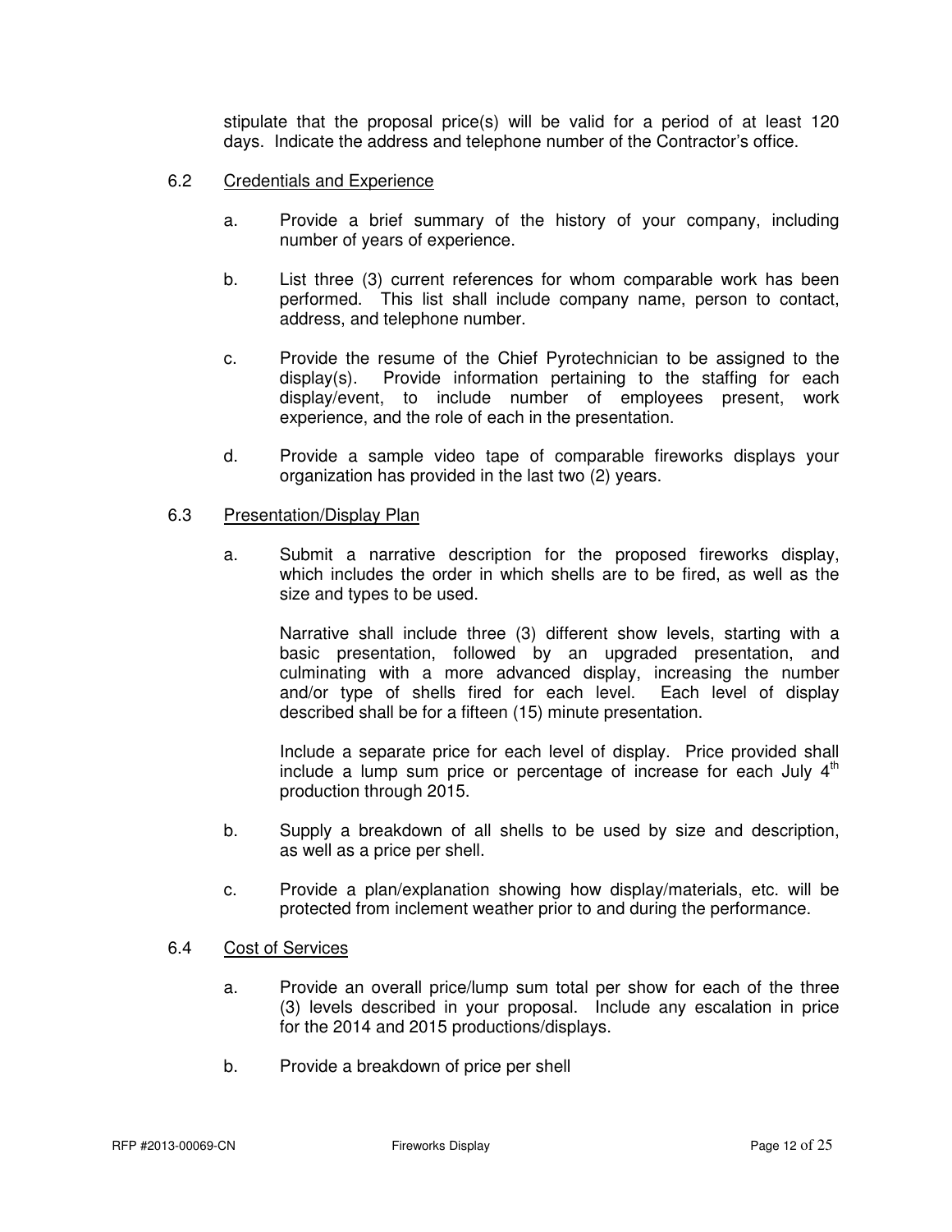stipulate that the proposal price(s) will be valid for a period of at least 120 days. Indicate the address and telephone number of the Contractor's office.

6.2 Credentials and Experience

a. Provide a brief summary of the history of your company, including number of years of experience.

b. List three (3) current references for whom comparable work has been performed. This list shall include company name, person to contact, address, and telephone number.

c. Provide the resume of the Chief Pyrotechnician to be assigned to the display(s). Provide information pertaining to the staffing for each display/event, to include number of employees present, work experience, and the role of each in the presentation.

d. Provide a sample video tape of comparable fireworks displays your organization has provided in the last two (2) years.

6.3 Presentation/Display Plan

a. Submit a narrative description for the proposed fireworks display, which includes the order in which shells are to be fired, as well as the size and types to be used.

Narrative shall include three (3) different show levels, starting with a basic presentation, followed by an upgraded presentation, and culminating with a more advanced display, increasing the number and/or type of shells fired for each level. Each level of display described shall be for a fifteen (15) minute presentation.

Include a separate price for each level of display. Price provided shall include a lump sum price or percentage of increase for each July 4th production through 2015.

b. Supply a breakdown of all shells to be used by size and description, as well as a price per shell.

c. Provide a plan/explanation showing how display/materials, etc. will be protected from inclement weather prior to and during the performance.

6.4 Cost of Services

a. Provide an overall price/lump sum total per show for each of the three (3) levels described in your proposal. Include any escalation in price for the 2014 and 2015 productions/displays.

b. Provide a breakdown of price per shell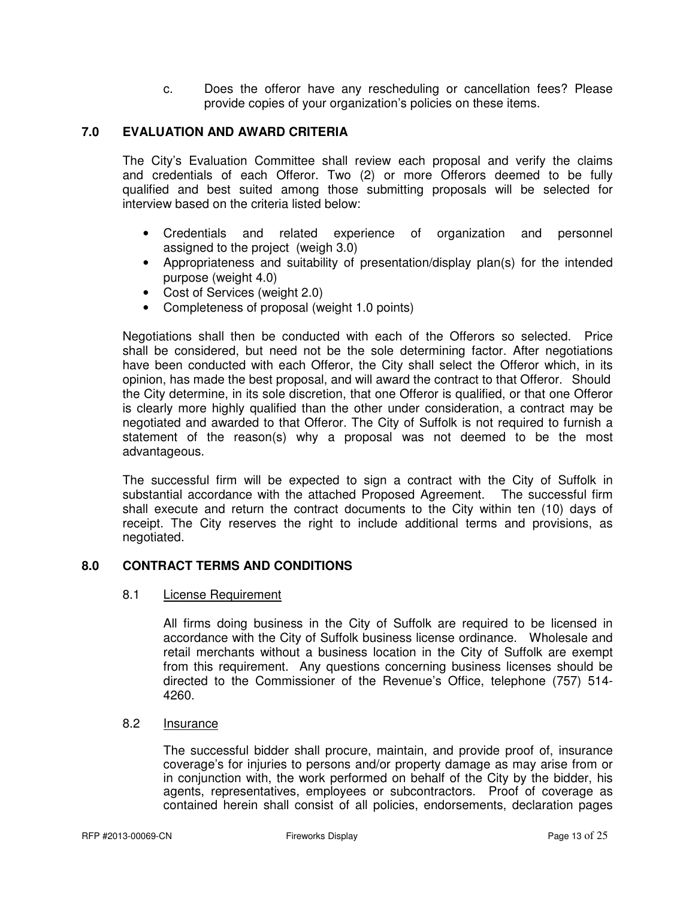c. Does the offeror have any rescheduling or cancellation fees? Please provide copies of your organization's policies on these items.

## 7.0 EVALUATION AND AWARD CRITERIA

The City's Evaluation Committee shall review each proposal and verify the claims and credentials of each Offeror. Two (2) or more Offerors deemed to be fully qualified and best suited among those submitting proposals will be selected for interview based on the criteria listed below:

- Credentials and related experience of organization and personnel assigned to the project (weigh 3.0)
- Appropriateness and suitability of presentation/display plan(s) for the intended purpose (weight 4.0)
- Cost of Services (weight 2.0)
- Completeness of proposal (weight 1.0 points)

Negotiations shall then be conducted with each of the Offerors so selected. Price shall be considered, but need not be the sole determining factor. After negotiations have been conducted with each Offeror, the City shall select the Offeror which, in its opinion, has made the best proposal, and will award the contract to that Offeror. Should the City determine, in its sole discretion, that one Offeror is qualified, or that one Offeror is clearly more highly qualified than the other under consideration, a contract may be negotiated and awarded to that Offeror. The City of Suffolk is not required to furnish a statement of the reason(s) why a proposal was not deemed to be the most advantageous.

The successful firm will be expected to sign a contract with the City of Suffolk in substantial accordance with the attached Proposed Agreement. The successful firm shall execute and return the contract documents to the City within ten (10) days of receipt. The City reserves the right to include additional terms and provisions, as negotiated.

## 8.0 CONTRACT TERMS AND CONDITIONS

### 8.1 License Requirement

All firms doing business in the City of Suffolk are required to be licensed in accordance with the City of Suffolk business license ordinance. Wholesale and retail merchants without a business location in the City of Suffolk are exempt from this requirement. Any questions concerning business licenses should be directed to the Commissioner of the Revenue's Office, telephone (757) 514-4260.

### 8.2 Insurance

The successful bidder shall procure, maintain, and provide proof of, insurance coverage's for injuries to persons and/or property damage as may arise from or in conjunction with, the work performed on behalf of the City by the bidder, his agents, representatives, employees or subcontractors. Proof of coverage as contained herein shall consist of all policies, endorsements, declaration pages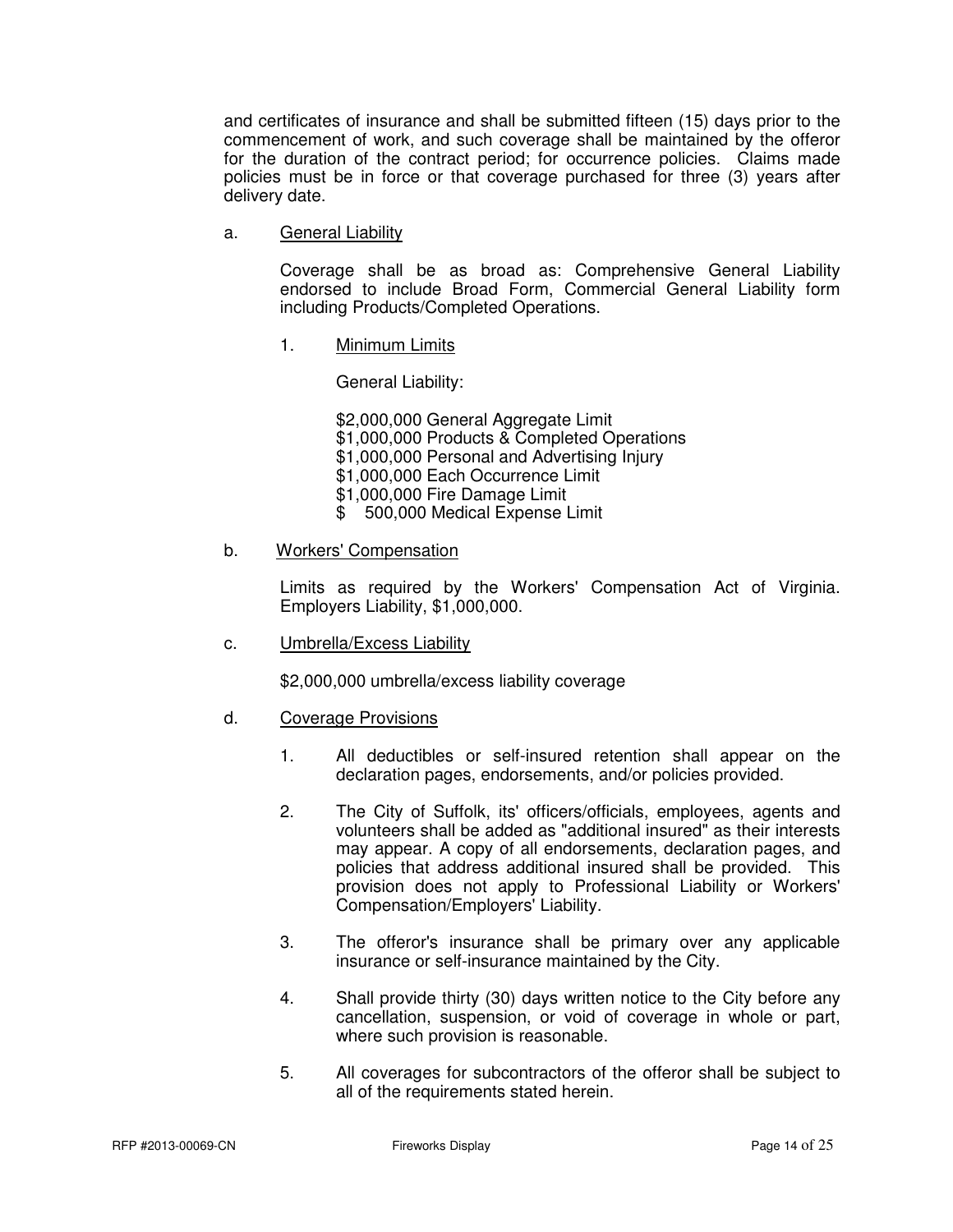and certificates of insurance and shall be submitted fifteen (15) days prior to the commencement of work, and such coverage shall be maintained by the offeror for the duration of the contract period; for occurrence policies. Claims made policies must be in force or that coverage purchased for three (3) years after delivery date.

a. <u>General Liability</u>

Coverage shall be as broad as: Comprehensive General Liability endorsed to include Broad Form, Commercial General Liability form including Products/Completed Operations.

1. <u>Minimum Limits</u>

General Liability:

$2,000,000 General Aggregate Limit
$1,000,000 Products & Completed Operations
$1,000,000 Personal and Advertising Injury
$1,000,000 Each Occurrence Limit
$1,000,000 Fire Damage Limit
$ 500,000 Medical Expense Limit

b. <u>Workers' Compensation</u>

Limits as required by the Workers' Compensation Act of Virginia. Employers Liability, $1,000,000.

c. <u>Umbrella/Excess Liability</u>

$2,000,000 umbrella/excess liability coverage

d. <u>Coverage Provisions</u>

1. All deductibles or self-insured retention shall appear on the declaration pages, endorsements, and/or policies provided.

2. The City of Suffolk, its' officers/officials, employees, agents and volunteers shall be added as "additional insured" as their interests may appear. A copy of all endorsements, declaration pages, and policies that address additional insured shall be provided. This provision does not apply to Professional Liability or Workers' Compensation/Employers' Liability.

3. The offeror's insurance shall be primary over any applicable insurance or self-insurance maintained by the City.

4. Shall provide thirty (30) days written notice to the City before any cancellation, suspension, or void of coverage in whole or part, where such provision is reasonable.

5. All coverages for subcontractors of the offeror shall be subject to all of the requirements stated herein.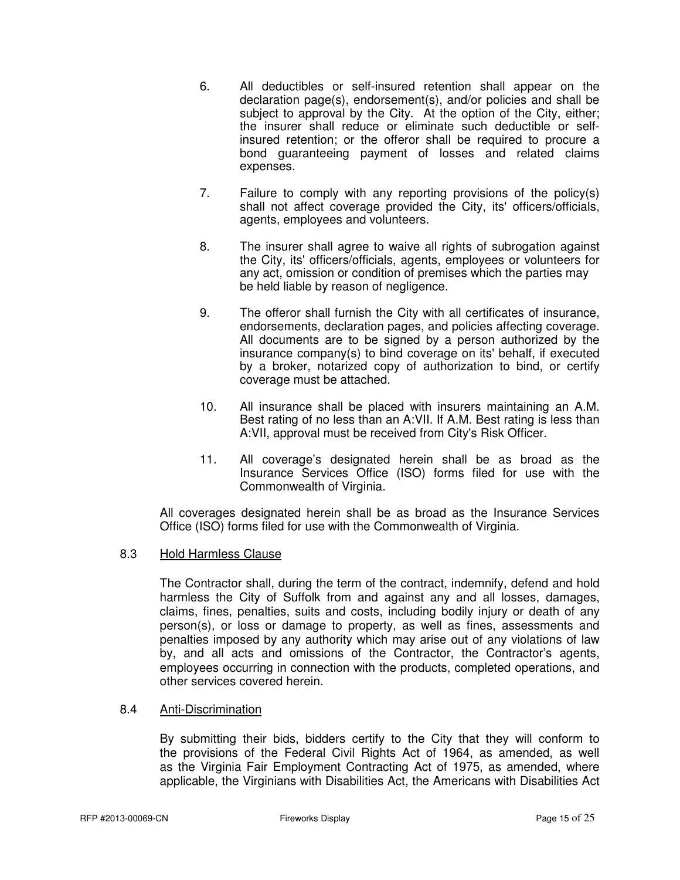6. All deductibles or self-insured retention shall appear on the declaration page(s), endorsement(s), and/or policies and shall be subject to approval by the City. At the option of the City, either; the insurer shall reduce or eliminate such deductible or self-insured retention; or the offeror shall be required to procure a bond guaranteeing payment of losses and related claims expenses.

7. Failure to comply with any reporting provisions of the policy(s) shall not affect coverage provided the City, its' officers/officials, agents, employees and volunteers.

8. The insurer shall agree to waive all rights of subrogation against the City, its' officers/officials, agents, employees or volunteers for any act, omission or condition of premises which the parties may be held liable by reason of negligence.

9. The offeror shall furnish the City with all certificates of insurance, endorsements, declaration pages, and policies affecting coverage. All documents are to be signed by a person authorized by the insurance company(s) to bind coverage on its' behalf, if executed by a broker, notarized copy of authorization to bind, or certify coverage must be attached.

10. All insurance shall be placed with insurers maintaining an A.M. Best rating of no less than an A:VII. If A.M. Best rating is less than A:VII, approval must be received from City's Risk Officer.

11. All coverage's designated herein shall be as broad as the Insurance Services Office (ISO) forms filed for use with the Commonwealth of Virginia.

All coverages designated herein shall be as broad as the Insurance Services Office (ISO) forms filed for use with the Commonwealth of Virginia.

8.3 Hold Harmless Clause

The Contractor shall, during the term of the contract, indemnify, defend and hold harmless the City of Suffolk from and against any and all losses, damages, claims, fines, penalties, suits and costs, including bodily injury or death of any person(s), or loss or damage to property, as well as fines, assessments and penalties imposed by any authority which may arise out of any violations of law by, and all acts and omissions of the Contractor, the Contractor's agents, employees occurring in connection with the products, completed operations, and other services covered herein.

8.4 Anti-Discrimination

By submitting their bids, bidders certify to the City that they will conform to the provisions of the Federal Civil Rights Act of 1964, as amended, as well as the Virginia Fair Employment Contracting Act of 1975, as amended, where applicable, the Virginians with Disabilities Act, the Americans with Disabilities Act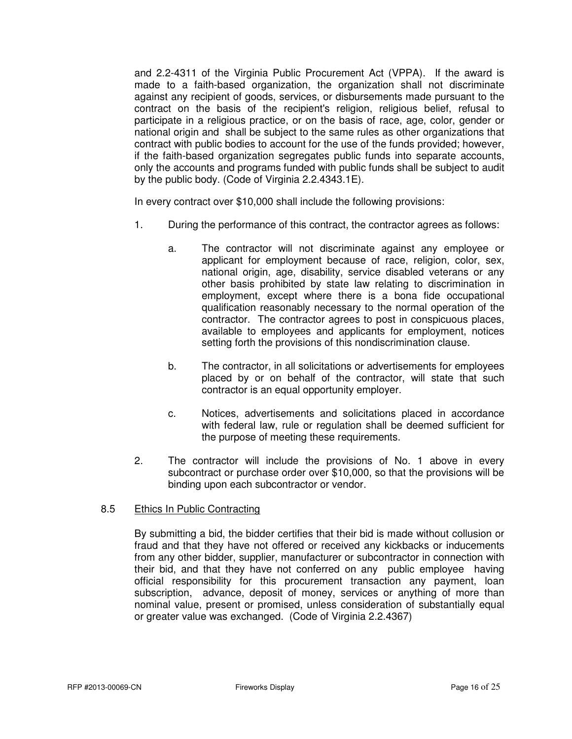and 2.2-4311 of the Virginia Public Procurement Act (VPPA). If the award is made to a faith-based organization, the organization shall not discriminate against any recipient of goods, services, or disbursements made pursuant to the contract on the basis of the recipient's religion, religious belief, refusal to participate in a religious practice, or on the basis of race, age, color, gender or national origin and shall be subject to the same rules as other organizations that contract with public bodies to account for the use of the funds provided; however, if the faith-based organization segregates public funds into separate accounts, only the accounts and programs funded with public funds shall be subject to audit by the public body. (Code of Virginia 2.2.4343.1E).

In every contract over $10,000 shall include the following provisions:

1. During the performance of this contract, the contractor agrees as follows:

   a. The contractor will not discriminate against any employee or applicant for employment because of race, religion, color, sex, national origin, age, disability, service disabled veterans or any other basis prohibited by state law relating to discrimination in employment, except where there is a bona fide occupational qualification reasonably necessary to the normal operation of the contractor. The contractor agrees to post in conspicuous places, available to employees and applicants for employment, notices setting forth the provisions of this nondiscrimination clause.

   b. The contractor, in all solicitations or advertisements for employees placed by or on behalf of the contractor, will state that such contractor is an equal opportunity employer.

   c. Notices, advertisements and solicitations placed in accordance with federal law, rule or regulation shall be deemed sufficient for the purpose of meeting these requirements.

2. The contractor will include the provisions of No. 1 above in every subcontract or purchase order over $10,000, so that the provisions will be binding upon each subcontractor or vendor.

8.5 Ethics In Public Contracting

By submitting a bid, the bidder certifies that their bid is made without collusion or fraud and that they have not offered or received any kickbacks or inducements from any other bidder, supplier, manufacturer or subcontractor in connection with their bid, and that they have not conferred on any public employee having official responsibility for this procurement transaction any payment, loan subscription, advance, deposit of money, services or anything of more than nominal value, present or promised, unless consideration of substantially equal or greater value was exchanged. (Code of Virginia 2.2.4367)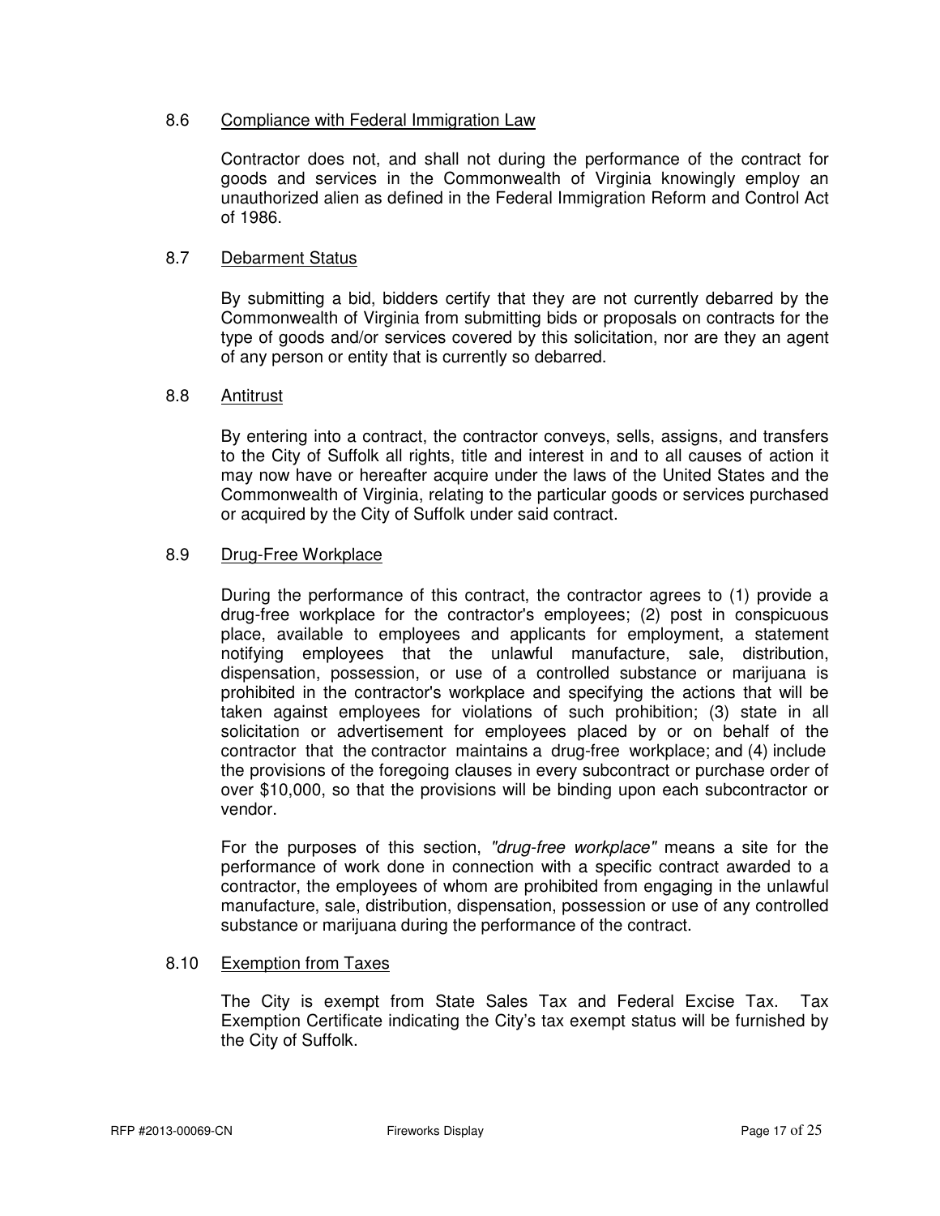### 8.6 Compliance with Federal Immigration Law

Contractor does not, and shall not during the performance of the contract for goods and services in the Commonwealth of Virginia knowingly employ an unauthorized alien as defined in the Federal Immigration Reform and Control Act of 1986.

### 8.7 Debarment Status

By submitting a bid, bidders certify that they are not currently debarred by the Commonwealth of Virginia from submitting bids or proposals on contracts for the type of goods and/or services covered by this solicitation, nor are they an agent of any person or entity that is currently so debarred.

### 8.8 Antitrust

By entering into a contract, the contractor conveys, sells, assigns, and transfers to the City of Suffolk all rights, title and interest in and to all causes of action it may now have or hereafter acquire under the laws of the United States and the Commonwealth of Virginia, relating to the particular goods or services purchased or acquired by the City of Suffolk under said contract.

### 8.9 Drug-Free Workplace

During the performance of this contract, the contractor agrees to (1) provide a drug-free workplace for the contractor's employees; (2) post in conspicuous place, available to employees and applicants for employment, a statement notifying employees that the unlawful manufacture, sale, distribution, dispensation, possession, or use of a controlled substance or marijuana is prohibited in the contractor's workplace and specifying the actions that will be taken against employees for violations of such prohibition; (3) state in all solicitation or advertisement for employees placed by or on behalf of the contractor that the contractor maintains a drug-free workplace; and (4) include the provisions of the foregoing clauses in every subcontract or purchase order of over $10,000, so that the provisions will be binding upon each subcontractor or vendor.

For the purposes of this section, *"drug-free workplace"* means a site for the performance of work done in connection with a specific contract awarded to a contractor, the employees of whom are prohibited from engaging in the unlawful manufacture, sale, distribution, dispensation, possession or use of any controlled substance or marijuana during the performance of the contract.

### 8.10 Exemption from Taxes

The City is exempt from State Sales Tax and Federal Excise Tax. Tax Exemption Certificate indicating the City's tax exempt status will be furnished by the City of Suffolk.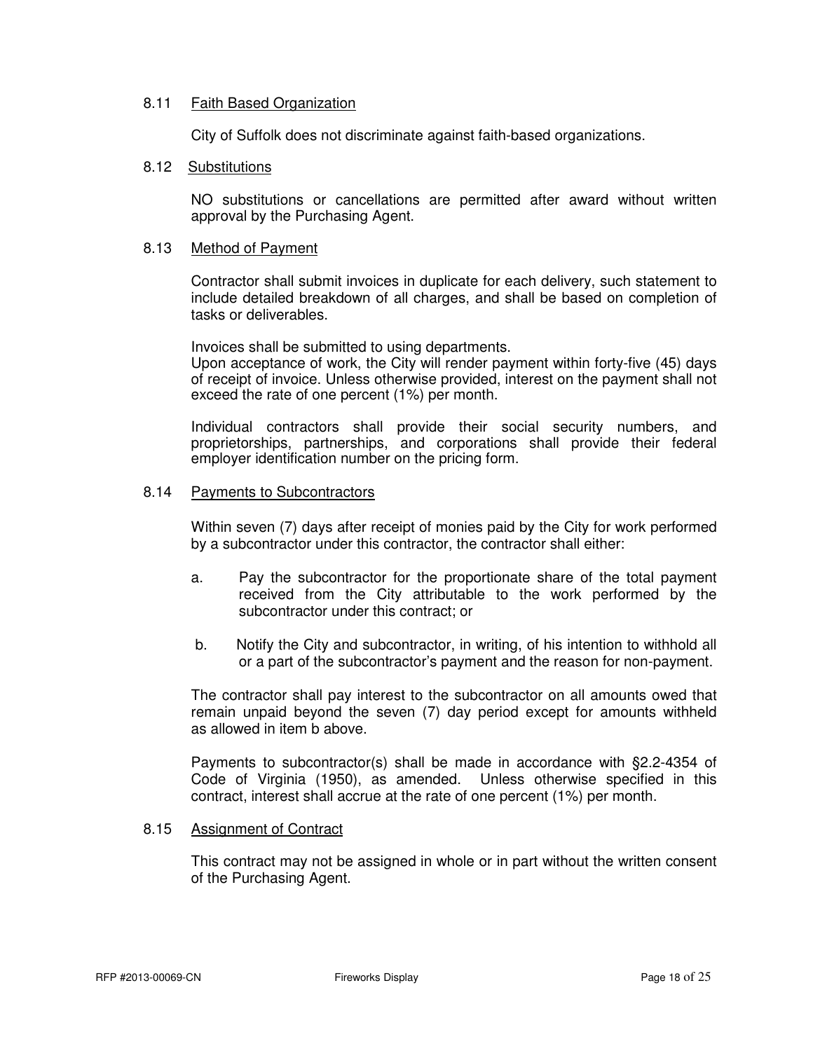### 8.11 Faith Based Organization

City of Suffolk does not discriminate against faith-based organizations.

### 8.12 Substitutions

NO substitutions or cancellations are permitted after award without written approval by the Purchasing Agent.

### 8.13 Method of Payment

Contractor shall submit invoices in duplicate for each delivery, such statement to include detailed breakdown of all charges, and shall be based on completion of tasks or deliverables.

Invoices shall be submitted to using departments.
Upon acceptance of work, the City will render payment within forty-five (45) days of receipt of invoice. Unless otherwise provided, interest on the payment shall not exceed the rate of one percent (1%) per month.

Individual contractors shall provide their social security numbers, and proprietorships, partnerships, and corporations shall provide their federal employer identification number on the pricing form.

### 8.14 Payments to Subcontractors

Within seven (7) days after receipt of monies paid by the City for work performed by a subcontractor under this contractor, the contractor shall either:

a. Pay the subcontractor for the proportionate share of the total payment received from the City attributable to the work performed by the subcontractor under this contract; or

b. Notify the City and subcontractor, in writing, of his intention to withhold all or a part of the subcontractor's payment and the reason for non-payment.

The contractor shall pay interest to the subcontractor on all amounts owed that remain unpaid beyond the seven (7) day period except for amounts withheld as allowed in item b above.

Payments to subcontractor(s) shall be made in accordance with §2.2-4354 of Code of Virginia (1950), as amended. Unless otherwise specified in this contract, interest shall accrue at the rate of one percent (1%) per month.

### 8.15 Assignment of Contract

This contract may not be assigned in whole or in part without the written consent of the Purchasing Agent.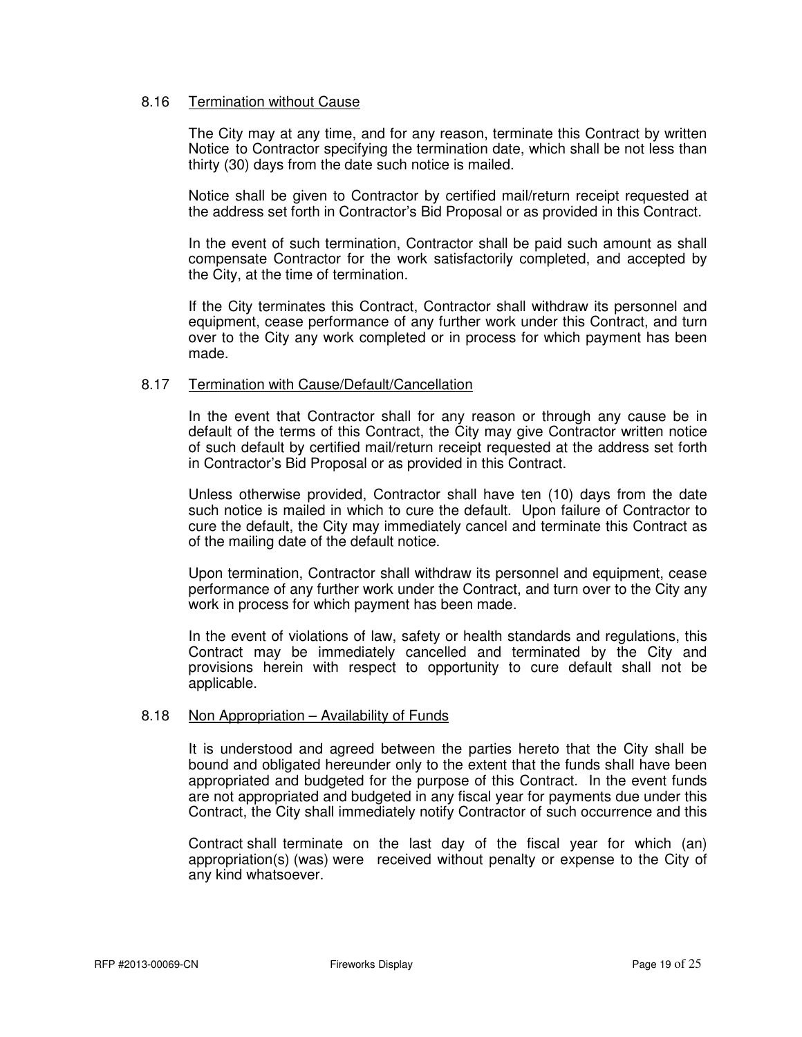### 8.16 Termination without Cause

The City may at any time, and for any reason, terminate this Contract by written Notice to Contractor specifying the termination date, which shall be not less than thirty (30) days from the date such notice is mailed.

Notice shall be given to Contractor by certified mail/return receipt requested at the address set forth in Contractor's Bid Proposal or as provided in this Contract.

In the event of such termination, Contractor shall be paid such amount as shall compensate Contractor for the work satisfactorily completed, and accepted by the City, at the time of termination.

If the City terminates this Contract, Contractor shall withdraw its personnel and equipment, cease performance of any further work under this Contract, and turn over to the City any work completed or in process for which payment has been made.

### 8.17 Termination with Cause/Default/Cancellation

In the event that Contractor shall for any reason or through any cause be in default of the terms of this Contract, the City may give Contractor written notice of such default by certified mail/return receipt requested at the address set forth in Contractor's Bid Proposal or as provided in this Contract.

Unless otherwise provided, Contractor shall have ten (10) days from the date such notice is mailed in which to cure the default. Upon failure of Contractor to cure the default, the City may immediately cancel and terminate this Contract as of the mailing date of the default notice.

Upon termination, Contractor shall withdraw its personnel and equipment, cease performance of any further work under the Contract, and turn over to the City any work in process for which payment has been made.

In the event of violations of law, safety or health standards and regulations, this Contract may be immediately cancelled and terminated by the City and provisions herein with respect to opportunity to cure default shall not be applicable.

### 8.18 Non Appropriation – Availability of Funds

It is understood and agreed between the parties hereto that the City shall be bound and obligated hereunder only to the extent that the funds shall have been appropriated and budgeted for the purpose of this Contract. In the event funds are not appropriated and budgeted in any fiscal year for payments due under this Contract, the City shall immediately notify Contractor of such occurrence and this

Contract shall terminate on the last day of the fiscal year for which (an) appropriation(s) (was) were received without penalty or expense to the City of any kind whatsoever.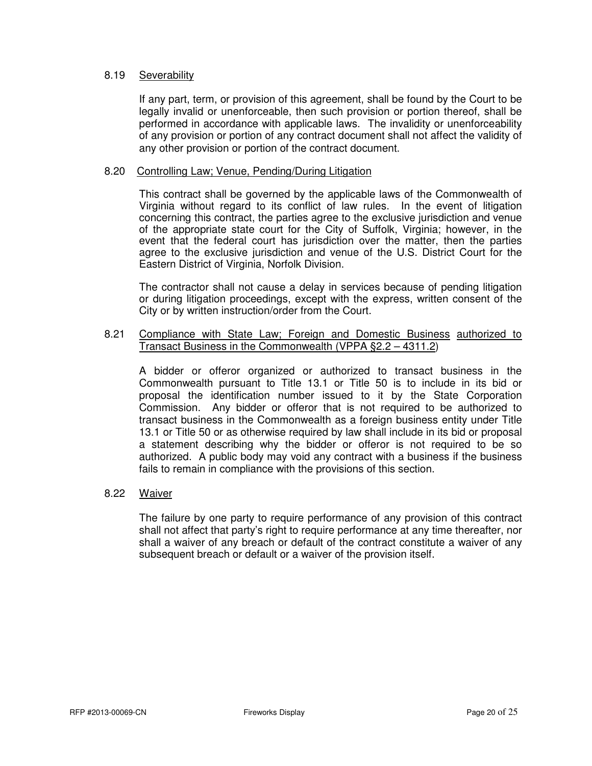### 8.19 Severability

If any part, term, or provision of this agreement, shall be found by the Court to be legally invalid or unenforceable, then such provision or portion thereof, shall be performed in accordance with applicable laws. The invalidity or unenforceability of any provision or portion of any contract document shall not affect the validity of any other provision or portion of the contract document.

### 8.20 Controlling Law; Venue, Pending/During Litigation

This contract shall be governed by the applicable laws of the Commonwealth of Virginia without regard to its conflict of law rules. In the event of litigation concerning this contract, the parties agree to the exclusive jurisdiction and venue of the appropriate state court for the City of Suffolk, Virginia; however, in the event that the federal court has jurisdiction over the matter, then the parties agree to the exclusive jurisdiction and venue of the U.S. District Court for the Eastern District of Virginia, Norfolk Division.

The contractor shall not cause a delay in services because of pending litigation or during litigation proceedings, except with the express, written consent of the City or by written instruction/order from the Court.

### 8.21 Compliance with State Law; Foreign and Domestic Business authorized to Transact Business in the Commonwealth (VPPA §2.2 – 4311.2)

A bidder or offeror organized or authorized to transact business in the Commonwealth pursuant to Title 13.1 or Title 50 is to include in its bid or proposal the identification number issued to it by the State Corporation Commission. Any bidder or offeror that is not required to be authorized to transact business in the Commonwealth as a foreign business entity under Title 13.1 or Title 50 or as otherwise required by law shall include in its bid or proposal a statement describing why the bidder or offeror is not required to be so authorized. A public body may void any contract with a business if the business fails to remain in compliance with the provisions of this section.

### 8.22 Waiver

The failure by one party to require performance of any provision of this contract shall not affect that party's right to require performance at any time thereafter, nor shall a waiver of any breach or default of the contract constitute a waiver of any subsequent breach or default or a waiver of the provision itself.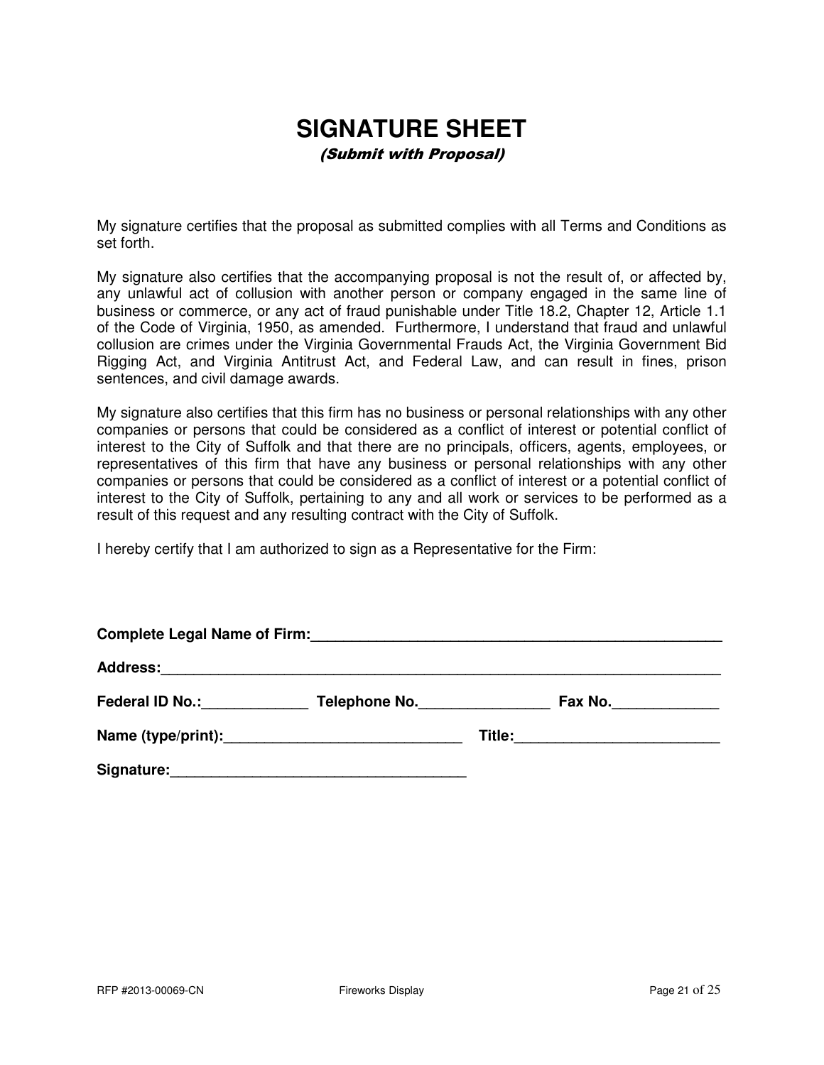# SIGNATURE SHEET

*(Submit with Proposal)*

My signature certifies that the proposal as submitted complies with all Terms and Conditions as set forth.

My signature also certifies that the accompanying proposal is not the result of, or affected by, any unlawful act of collusion with another person or company engaged in the same line of business or commerce, or any act of fraud punishable under Title 18.2, Chapter 12, Article 1.1 of the Code of Virginia, 1950, as amended. Furthermore, I understand that fraud and unlawful collusion are crimes under the Virginia Governmental Frauds Act, the Virginia Government Bid Rigging Act, and Virginia Antitrust Act, and Federal Law, and can result in fines, prison sentences, and civil damage awards.

My signature also certifies that this firm has no business or personal relationships with any other companies or persons that could be considered as a conflict of interest or potential conflict of interest to the City of Suffolk and that there are no principals, officers, agents, employees, or representatives of this firm that have any business or personal relationships with any other companies or persons that could be considered as a conflict of interest or a potential conflict of interest to the City of Suffolk, pertaining to any and all work or services to be performed as a result of this request and any resulting contract with the City of Suffolk.

I hereby certify that I am authorized to sign as a Representative for the Firm:

**Complete Legal Name of Firm:**______________________________________________________

**Address:**_______________________________________________________________________

**Federal ID No.:**_____________ **Telephone No.**________________ **Fax No.**_____________

**Name (type/print):**_____________________________ **Title:**_________________________

**Signature:**____________________________________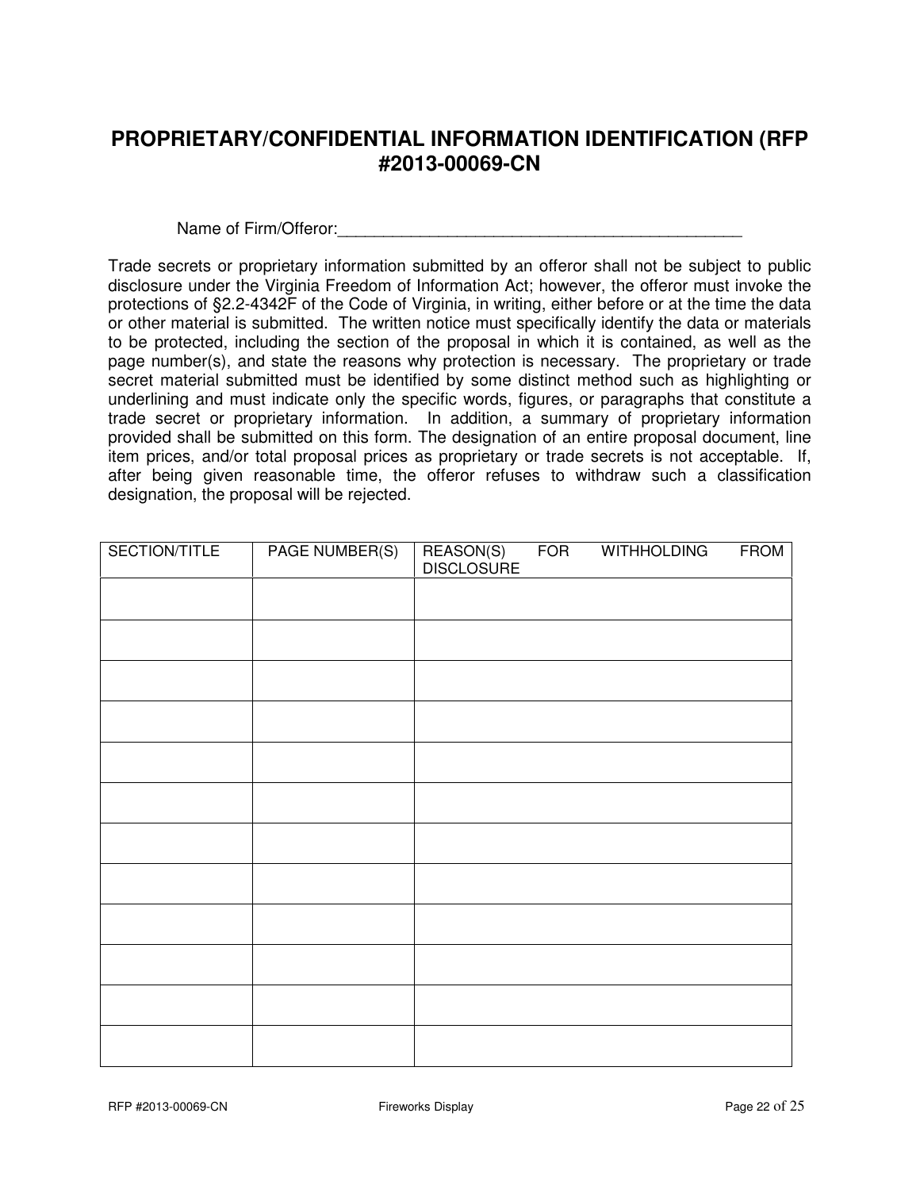# PROPRIETARY/CONFIDENTIAL INFORMATION IDENTIFICATION (RFP #2013-00069-CN

Name of Firm/Offeror:_____________________________________________

Trade secrets or proprietary information submitted by an offeror shall not be subject to public disclosure under the Virginia Freedom of Information Act; however, the offeror must invoke the protections of §2.2-4342F of the Code of Virginia, in writing, either before or at the time the data or other material is submitted. The written notice must specifically identify the data or materials to be protected, including the section of the proposal in which it is contained, as well as the page number(s), and state the reasons why protection is necessary. The proprietary or trade secret material submitted must be identified by some distinct method such as highlighting or underlining and must indicate only the specific words, figures, or paragraphs that constitute a trade secret or proprietary information. In addition, a summary of proprietary information provided shall be submitted on this form. The designation of an entire proposal document, line item prices, and/or total proposal prices as proprietary or trade secrets is not acceptable. If, after being given reasonable time, the offeror refuses to withdraw such a classification designation, the proposal will be rejected.

| SECTION/TITLE | PAGE NUMBER(S) | REASON(S) FOR WITHHOLDING FROM DISCLOSURE |
|---|---|---|
| | | |
| | | |
| | | |
| | | |
| | | |
| | | |
| | | |
| | | |
| | | |
| | | |
| | | |
| | | |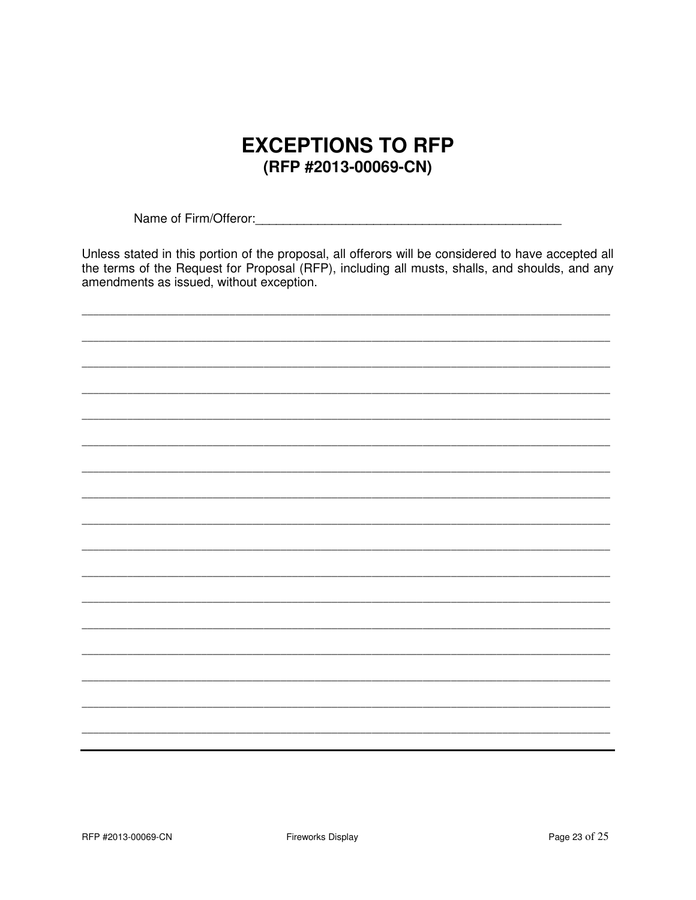# EXCEPTIONS TO RFP
## (RFP #2013-00069-CN)

Name of Firm/Offeror:_____________________________________________

Unless stated in this portion of the proposal, all offerors will be considered to have accepted all the terms of the Request for Proposal (RFP), including all musts, shalls, and shoulds, and any amendments as issued, without exception.

_______________________________________________________________________________

_______________________________________________________________________________

_______________________________________________________________________________

_______________________________________________________________________________

_______________________________________________________________________________

_______________________________________________________________________________

_______________________________________________________________________________

_______________________________________________________________________________

_______________________________________________________________________________

_______________________________________________________________________________

_______________________________________________________________________________

_______________________________________________________________________________

_______________________________________________________________________________

_______________________________________________________________________________

_______________________________________________________________________________

_______________________________________________________________________________

_______________________________________________________________________________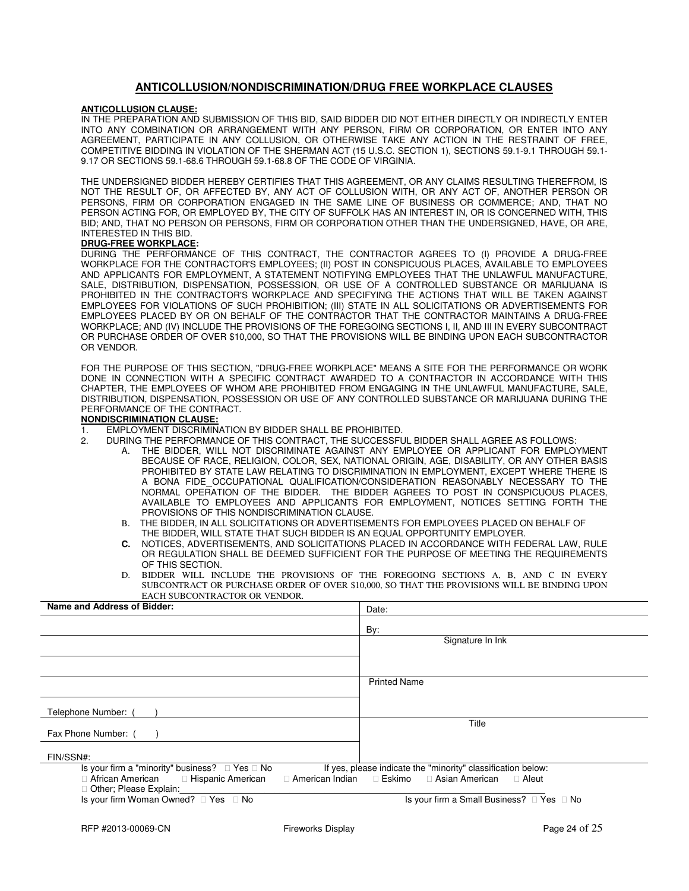## ANTICOLLUSION/NONDISCRIMINATION/DRUG FREE WORKPLACE CLAUSES

**ANTICOLLUSION CLAUSE:**

IN THE PREPARATION AND SUBMISSION OF THIS BID, SAID BIDDER DID NOT EITHER DIRECTLY OR INDIRECTLY ENTER INTO ANY COMBINATION OR ARRANGEMENT WITH ANY PERSON, FIRM OR CORPORATION, OR ENTER INTO ANY AGREEMENT, PARTICIPATE IN ANY COLLUSION, OR OTHERWISE TAKE ANY ACTION IN THE RESTRAINT OF FREE, COMPETITIVE BIDDING IN VIOLATION OF THE SHERMAN ACT (15 U.S.C. SECTION 1), SECTIONS 59.1-9.1 THROUGH 59.1-9.17 OR SECTIONS 59.1-68.6 THROUGH 59.1-68.8 OF THE CODE OF VIRGINIA.

THE UNDERSIGNED BIDDER HEREBY CERTIFIES THAT THIS AGREEMENT, OR ANY CLAIMS RESULTING THEREFROM, IS NOT THE RESULT OF, OR AFFECTED BY, ANY ACT OF COLLUSION WITH, OR ANY ACT OF, ANOTHER PERSON OR PERSONS, FIRM OR CORPORATION ENGAGED IN THE SAME LINE OF BUSINESS OR COMMERCE; AND, THAT NO PERSON ACTING FOR, OR EMPLOYED BY, THE CITY OF SUFFOLK HAS AN INTEREST IN, OR IS CONCERNED WITH, THIS BID; AND, THAT NO PERSON OR PERSONS, FIRM OR CORPORATION OTHER THAN THE UNDERSIGNED, HAVE, OR ARE, INTERESTED IN THIS BID.

**DRUG-FREE WORKPLACE:**

DURING THE PERFORMANCE OF THIS CONTRACT, THE CONTRACTOR AGREES TO (I) PROVIDE A DRUG-FREE WORKPLACE FOR THE CONTRACTOR'S EMPLOYEES; (II) POST IN CONSPICUOUS PLACES, AVAILABLE TO EMPLOYEES AND APPLICANTS FOR EMPLOYMENT, A STATEMENT NOTIFYING EMPLOYEES THAT THE UNLAWFUL MANUFACTURE, SALE, DISTRIBUTION, DISPENSATION, POSSESSION, OR USE OF A CONTROLLED SUBSTANCE OR MARIJUANA IS PROHIBITED IN THE CONTRACTOR'S WORKPLACE AND SPECIFYING THE ACTIONS THAT WILL BE TAKEN AGAINST EMPLOYEES FOR VIOLATIONS OF SUCH PROHIBITION; (III) STATE IN ALL SOLICITATIONS OR ADVERTISEMENTS FOR EMPLOYEES PLACED BY OR ON BEHALF OF THE CONTRACTOR THAT THE CONTRACTOR MAINTAINS A DRUG-FREE WORKPLACE; AND (IV) INCLUDE THE PROVISIONS OF THE FOREGOING SECTIONS I, II, AND III IN EVERY SUBCONTRACT OR PURCHASE ORDER OF OVER $10,000, SO THAT THE PROVISIONS WILL BE BINDING UPON EACH SUBCONTRACTOR OR VENDOR.

FOR THE PURPOSE OF THIS SECTION, "DRUG-FREE WORKPLACE" MEANS A SITE FOR THE PERFORMANCE OR WORK DONE IN CONNECTION WITH A SPECIFIC CONTRACT AWARDED TO A CONTRACTOR IN ACCORDANCE WITH THIS CHAPTER, THE EMPLOYEES OF WHOM ARE PROHIBITED FROM ENGAGING IN THE UNLAWFUL MANUFACTURE, SALE, DISTRIBUTION, DISPENSATION, POSSESSION OR USE OF ANY CONTROLLED SUBSTANCE OR MARIJUANA DURING THE PERFORMANCE OF THE CONTRACT.

**NONDISCRIMINATION CLAUSE:**

1. EMPLOYMENT DISCRIMINATION BY BIDDER SHALL BE PROHIBITED.
2. DURING THE PERFORMANCE OF THIS CONTRACT, THE SUCCESSFUL BIDDER SHALL AGREE AS FOLLOWS:
   - A. THE BIDDER, WILL NOT DISCRIMINATE AGAINST ANY EMPLOYEE OR APPLICANT FOR EMPLOYMENT BECAUSE OF RACE, RELIGION, COLOR, SEX, NATIONAL ORIGIN, AGE, DISABILITY, OR ANY OTHER BASIS PROHIBITED BY STATE LAW RELATING TO DISCRIMINATION IN EMPLOYMENT, EXCEPT WHERE THERE IS A BONA FIDE_OCCUPATIONAL QUALIFICATION/CONSIDERATION REASONABLY NECESSARY TO THE NORMAL OPERATION OF THE BIDDER. THE BIDDER AGREES TO POST IN CONSPICUOUS PLACES, AVAILABLE TO EMPLOYEES AND APPLICANTS FOR EMPLOYMENT, NOTICES SETTING FORTH THE PROVISIONS OF THIS NONDISCRIMINATION CLAUSE.
   - B. THE BIDDER, IN ALL SOLICITATIONS OR ADVERTISEMENTS FOR EMPLOYEES PLACED ON BEHALF OF THE BIDDER, WILL STATE THAT SUCH BIDDER IS AN EQUAL OPPORTUNITY EMPLOYER.
   - C. NOTICES, ADVERTISEMENTS, AND SOLICITATIONS PLACED IN ACCORDANCE WITH FEDERAL LAW, RULE OR REGULATION SHALL BE DEEMED SUFFICIENT FOR THE PURPOSE OF MEETING THE REQUIREMENTS OF THIS SECTION.
   - D. BIDDER WILL INCLUDE THE PROVISIONS OF THE FOREGOING SECTIONS A, B, AND C IN EVERY SUBCONTRACT OR PURCHASE ORDER OF OVER $10,000, SO THAT THE PROVISIONS WILL BE BINDING UPON EACH SUBCONTRACTOR OR VENDOR.

| Name and Address of Bidder: | Date: |
| --- | --- |
| | By: |
| | Signature In Ink |
| | |
| | Printed Name |
| Telephone Number: ( ) | |
| Fax Phone Number: ( ) | Title |
| FIN/SSN#: | |

Is your firm a "minority" business? ☐ Yes ☐ No    If yes, please indicate the "minority" classification below:

☐ African American  ☐ Hispanic American  ☐ American Indian  ☐ Eskimo  ☐ Asian American  ☐ Aleut

☐ Other; Please Explain:\_\_\_\_\_\_\_\_\_\_\_\_\_\_\_\_\_\_\_\_

Is your firm Woman Owned? ☐ Yes ☐ No    Is your firm a Small Business? ☐ Yes ☐ No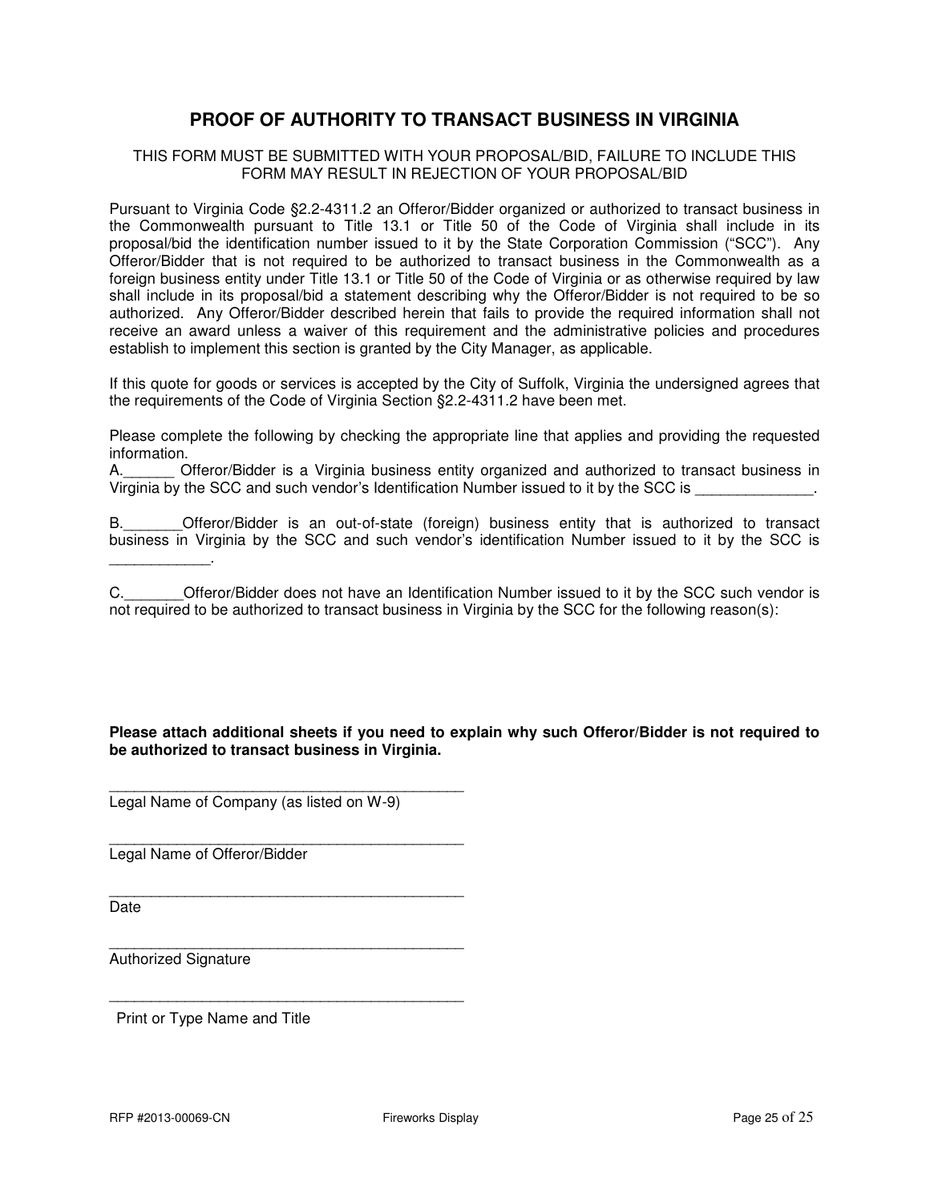# PROOF OF AUTHORITY TO TRANSACT BUSINESS IN VIRGINIA

THIS FORM MUST BE SUBMITTED WITH YOUR PROPOSAL/BID, FAILURE TO INCLUDE THIS FORM MAY RESULT IN REJECTION OF YOUR PROPOSAL/BID

Pursuant to Virginia Code §2.2-4311.2 an Offeror/Bidder organized or authorized to transact business in the Commonwealth pursuant to Title 13.1 or Title 50 of the Code of Virginia shall include in its proposal/bid the identification number issued to it by the State Corporation Commission ("SCC"). Any Offeror/Bidder that is not required to be authorized to transact business in the Commonwealth as a foreign business entity under Title 13.1 or Title 50 of the Code of Virginia or as otherwise required by law shall include in its proposal/bid a statement describing why the Offeror/Bidder is not required to be so authorized. Any Offeror/Bidder described herein that fails to provide the required information shall not receive an award unless a waiver of this requirement and the administrative policies and procedures establish to implement this section is granted by the City Manager, as applicable.

If this quote for goods or services is accepted by the City of Suffolk, Virginia the undersigned agrees that the requirements of the Code of Virginia Section §2.2-4311.2 have been met.

Please complete the following by checking the appropriate line that applies and providing the requested information.

A.______ Offeror/Bidder is a Virginia business entity organized and authorized to transact business in Virginia by the SCC and such vendor's Identification Number issued to it by the SCC is ______________.

B._______Offeror/Bidder is an out-of-state (foreign) business entity that is authorized to transact business in Virginia by the SCC and such vendor's identification Number issued to it by the SCC is ____________.

C._______Offeror/Bidder does not have an Identification Number issued to it by the SCC such vendor is not required to be authorized to transact business in Virginia by the SCC for the following reason(s):

**Please attach additional sheets if you need to explain why such Offeror/Bidder is not required to be authorized to transact business in Virginia.**

_____________________________________________
Legal Name of Company (as listed on W-9)

_____________________________________________
Legal Name of Offeror/Bidder

_____________________________________________
Date

_____________________________________________
Authorized Signature

_____________________________________________
Print or Type Name and Title

RFP #2013-00069-CN Fireworks Display